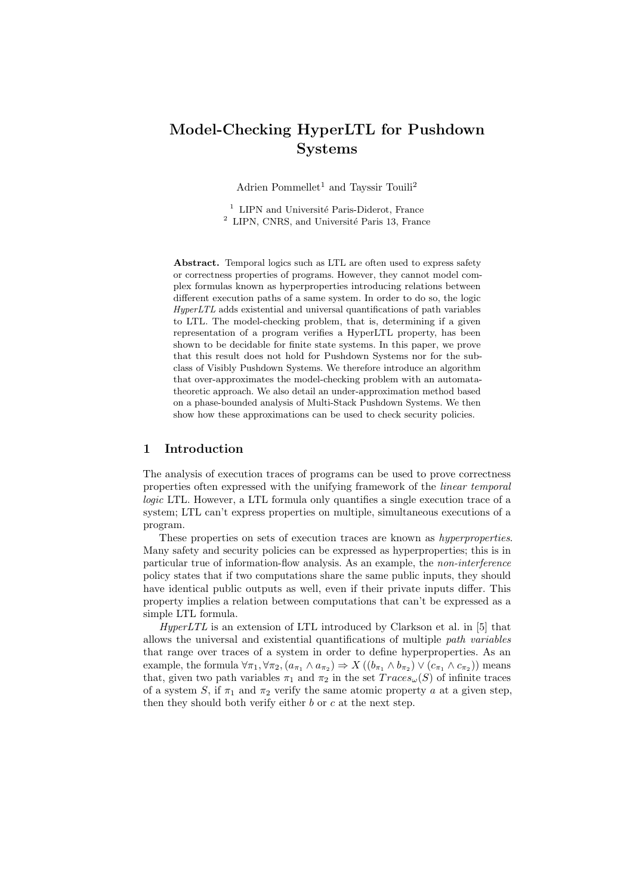# Model-Checking HyperLTL for Pushdown Systems

Adrien Pommellet[1] and Tayssir Touili[2]

[1] LIPN and Université Paris-Diderot, France
[2] LIPN, CNRS, and Université Paris 13, France

**Abstract.** Temporal logics such as LTL are often used to express safety or correctness properties of programs. However, they cannot model complex formulas known as hyperproperties introducing relations between different execution paths of a same system. In order to do so, the logic *HyperLTL* adds existential and universal quantifications of path variables to LTL. The model-checking problem, that is, determining if a given representation of a program verifies a HyperLTL property, has been shown to be decidable for finite state systems. In this paper, we prove that this result does not hold for Pushdown Systems nor for the subclass of Visibly Pushdown Systems. We therefore introduce an algorithm that over-approximates the model-checking problem with an automata-theoretic approach. We also detail an under-approximation method based on a phase-bounded analysis of Multi-Stack Pushdown Systems. We then show how these approximations can be used to check security policies.

## 1 Introduction

The analysis of execution traces of programs can be used to prove correctness properties often expressed with the unifying framework of the *linear temporal logic* LTL. However, a LTL formula only quantifies a single execution trace of a system; LTL can't express properties on multiple, simultaneous executions of a program.

These properties on sets of execution traces are known as *hyperproperties*. Many safety and security policies can be expressed as hyperproperties; this is in particular true of information-flow analysis. As an example, the *non-interference* policy states that if two computations share the same public inputs, they should have identical public outputs as well, even if their private inputs differ. This property implies a relation between computations that can't be expressed as a simple LTL formula.

*HyperLTL* is an extension of LTL introduced by Clarkson et al. in [5] that allows the universal and existential quantifications of multiple *path variables* that range over traces of a system in order to define hyperproperties. As an example, the formula $\forall \pi_1, \forall \pi_2, (a_{\pi_1} \wedge a_{\pi_2}) \Rightarrow X\left((b_{\pi_1} \wedge b_{\pi_2}) \vee (c_{\pi_1} \wedge c_{\pi_2})\right)$ means that, given two path variables $\pi_1$ and $\pi_2$ in the set $Traces_\omega(S)$ of infinite traces of a system $S$, if $\pi_1$ and $\pi_2$ verify the same atomic property $a$ at a given step, then they should both verify either $b$ or $c$ at the next step.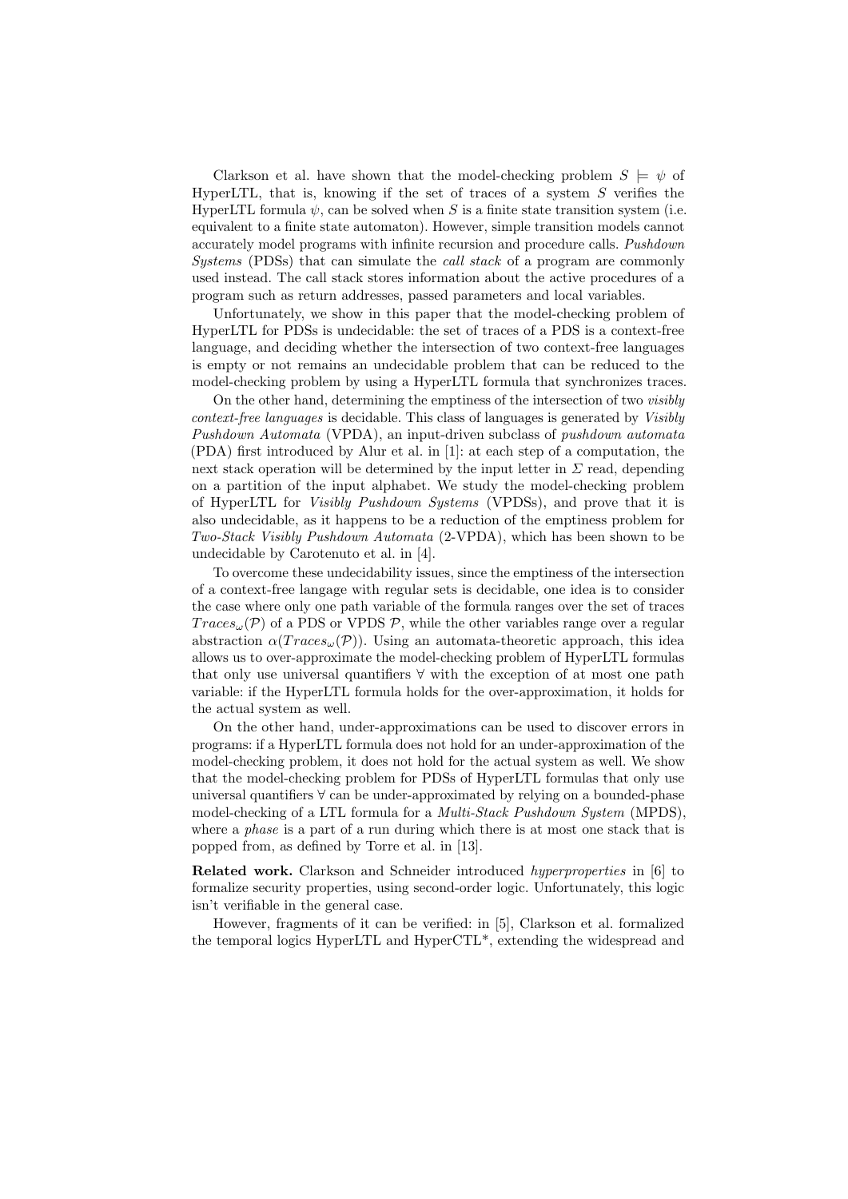Clarkson et al. have shown that the model-checking problem $S \models \psi$ of HyperLTL, that is, knowing if the set of traces of a system $S$ verifies the HyperLTL formula $\psi$, can be solved when $S$ is a finite state transition system (i.e. equivalent to a finite state automaton). However, simple transition models cannot accurately model programs with infinite recursion and procedure calls. *Pushdown Systems* (PDSs) that can simulate the *call stack* of a program are commonly used instead. The call stack stores information about the active procedures of a program such as return addresses, passed parameters and local variables.

Unfortunately, we show in this paper that the model-checking problem of HyperLTL for PDSs is undecidable: the set of traces of a PDS is a context-free language, and deciding whether the intersection of two context-free languages is empty or not remains an undecidable problem that can be reduced to the model-checking problem by using a HyperLTL formula that synchronizes traces.

On the other hand, determining the emptiness of the intersection of two *visibly context-free languages* is decidable. This class of languages is generated by *Visibly Pushdown Automata* (VPDA), an input-driven subclass of *pushdown automata* (PDA) first introduced by Alur et al. in [1]: at each step of a computation, the next stack operation will be determined by the input letter in $\Sigma$ read, depending on a partition of the input alphabet. We study the model-checking problem of HyperLTL for *Visibly Pushdown Systems* (VPDSs), and prove that it is also undecidable, as it happens to be a reduction of the emptiness problem for *Two-Stack Visibly Pushdown Automata* (2-VPDA), which has been shown to be undecidable by Carotenuto et al. in [4].

To overcome these undecidability issues, since the emptiness of the intersection of a context-free langage with regular sets is decidable, one idea is to consider the case where only one path variable of the formula ranges over the set of traces $Traces_\omega(\mathcal{P})$ of a PDS or VPDS $\mathcal{P}$, while the other variables range over a regular abstraction $\alpha(Traces_\omega(\mathcal{P}))$. Using an automata-theoretic approach, this idea allows us to over-approximate the model-checking problem of HyperLTL formulas that only use universal quantifiers $\forall$ with the exception of at most one path variable: if the HyperLTL formula holds for the over-approximation, it holds for the actual system as well.

On the other hand, under-approximations can be used to discover errors in programs: if a HyperLTL formula does not hold for an under-approximation of the model-checking problem, it does not hold for the actual system as well. We show that the model-checking problem for PDSs of HyperLTL formulas that only use universal quantifiers $\forall$ can be under-approximated by relying on a bounded-phase model-checking of a LTL formula for a *Multi-Stack Pushdown System* (MPDS), where a *phase* is a part of a run during which there is at most one stack that is popped from, as defined by Torre et al. in [13].

**Related work.** Clarkson and Schneider introduced *hyperproperties* in [6] to formalize security properties, using second-order logic. Unfortunately, this logic isn't verifiable in the general case.

However, fragments of it can be verified: in [5], Clarkson et al. formalized the temporal logics HyperLTL and HyperCTL*, extending the widespread and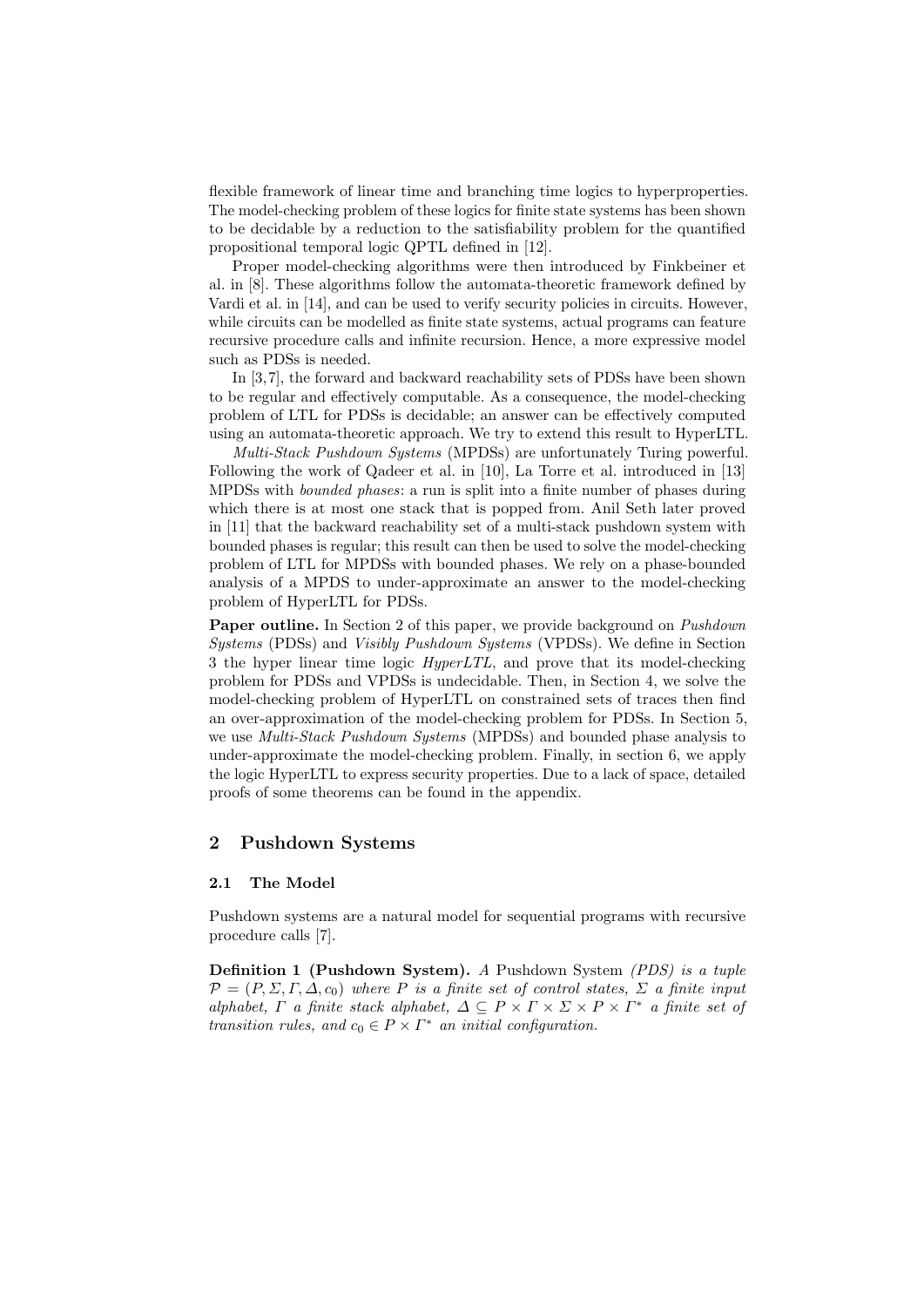flexible framework of linear time and branching time logics to hyperproperties. The model-checking problem of these logics for finite state systems has been shown to be decidable by a reduction to the satisfiability problem for the quantified propositional temporal logic QPTL defined in [12].

Proper model-checking algorithms were then introduced by Finkbeiner et al. in [8]. These algorithms follow the automata-theoretic framework defined by Vardi et al. in [14], and can be used to verify security policies in circuits. However, while circuits can be modelled as finite state systems, actual programs can feature recursive procedure calls and infinite recursion. Hence, a more expressive model such as PDSs is needed.

In [3, 7], the forward and backward reachability sets of PDSs have been shown to be regular and effectively computable. As a consequence, the model-checking problem of LTL for PDSs is decidable; an answer can be effectively computed using an automata-theoretic approach. We try to extend this result to HyperLTL.

*Multi-Stack Pushdown Systems* (MPDSs) are unfortunately Turing powerful. Following the work of Qadeer et al. in [10], La Torre et al. introduced in [13] MPDSs with *bounded phases*: a run is split into a finite number of phases during which there is at most one stack that is popped from. Anil Seth later proved in [11] that the backward reachability set of a multi-stack pushdown system with bounded phases is regular; this result can then be used to solve the model-checking problem of LTL for MPDSs with bounded phases. We rely on a phase-bounded analysis of a MPDS to under-approximate an answer to the model-checking problem of HyperLTL for PDSs.

**Paper outline.** In Section 2 of this paper, we provide background on *Pushdown Systems* (PDSs) and *Visibly Pushdown Systems* (VPDSs). We define in Section 3 the hyper linear time logic *HyperLTL*, and prove that its model-checking problem for PDSs and VPDSs is undecidable. Then, in Section 4, we solve the model-checking problem of HyperLTL on constrained sets of traces then find an over-approximation of the model-checking problem for PDSs. In Section 5, we use *Multi-Stack Pushdown Systems* (MPDSs) and bounded phase analysis to under-approximate the model-checking problem. Finally, in section 6, we apply the logic HyperLTL to express security properties. Due to a lack of space, detailed proofs of some theorems can be found in the appendix.

## 2 Pushdown Systems

### 2.1 The Model

Pushdown systems are a natural model for sequential programs with recursive procedure calls [7].

**Definition 1 (Pushdown System).** *A* Pushdown System *(PDS) is a tuple $\mathcal{P} = (P, \Sigma, \Gamma, \Delta, c_0)$ where $P$ is a finite set of control states, $\Sigma$ a finite input alphabet, $\Gamma$ a finite stack alphabet, $\Delta \subseteq P \times \Gamma \times \Sigma \times P \times \Gamma^*$ a finite set of transition rules, and $c_0 \in P \times \Gamma^*$ an initial configuration.*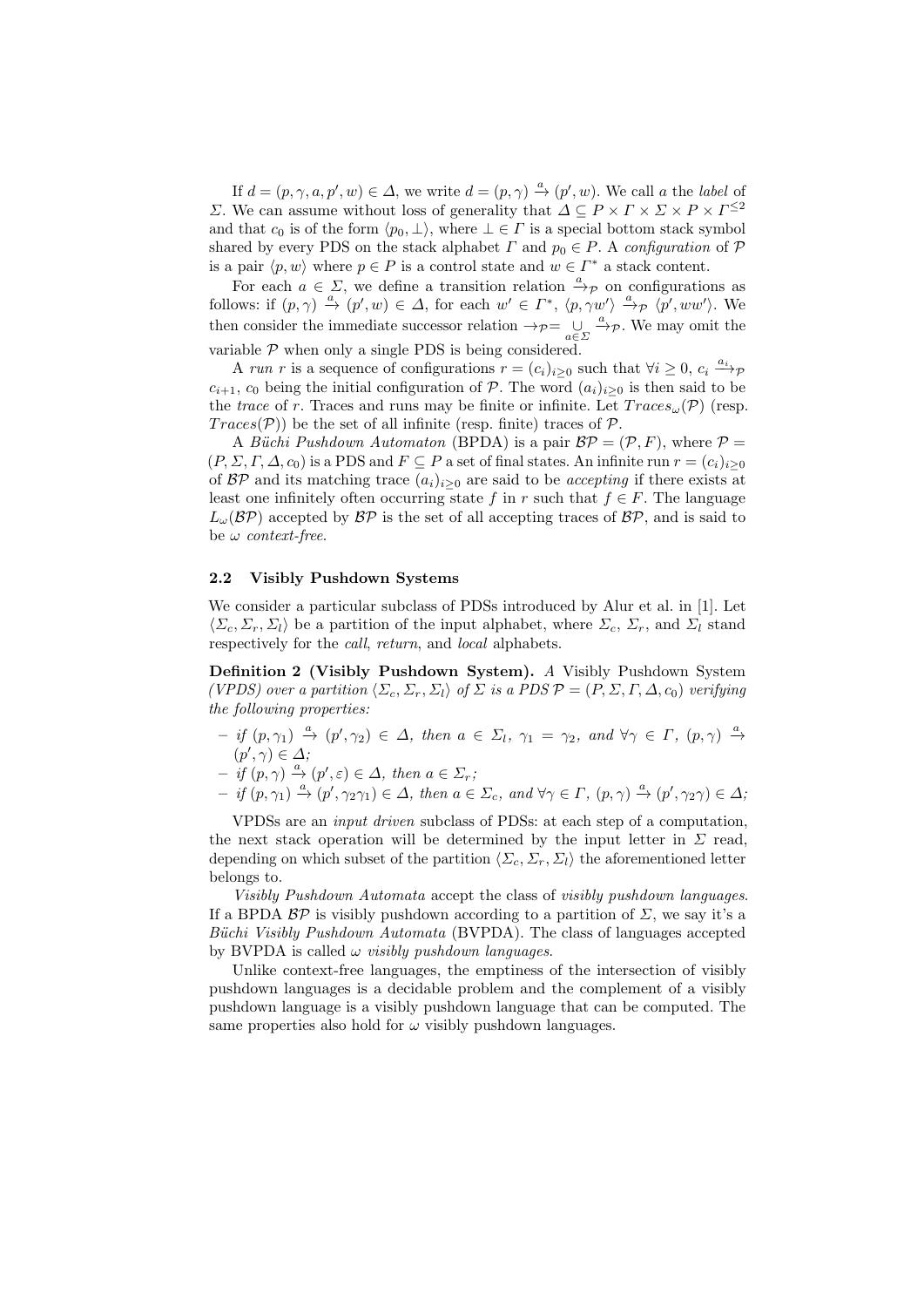If $d = (p, \gamma, a, p', w) \in \Delta$, we write $d = (p, \gamma) \xrightarrow{a} (p', w)$. We call $a$ the *label* of $\Sigma$. We can assume without loss of generality that $\Delta \subseteq P \times \Gamma \times \Sigma \times P \times \Gamma^{\leq 2}$ and that $c_0$ is of the form $\langle p_0, \bot \rangle$, where $\bot \in \Gamma$ is a special bottom stack symbol shared by every PDS on the stack alphabet $\Gamma$ and $p_0 \in P$. A *configuration* of $\mathcal{P}$ is a pair $\langle p, w \rangle$ where $p \in P$ is a control state and $w \in \Gamma^*$ a stack content.

For each $a \in \Sigma$, we define a transition relation $\xrightarrow{a}_{\mathcal{P}}$ on configurations as follows: if $(p, \gamma) \xrightarrow{a} (p', w) \in \Delta$, for each $w' \in \Gamma^*$, $\langle p, \gamma w' \rangle \xrightarrow{a}_{\mathcal{P}} \langle p', ww' \rangle$. We then consider the immediate successor relation $\rightarrow_{\mathcal{P}} = \bigcup_{a \in \Sigma} \xrightarrow{a}_{\mathcal{P}}$. We may omit the variable $\mathcal{P}$ when only a single PDS is being considered.

A *run* $r$ is a sequence of configurations $r = (c_i)_{i \geq 0}$ such that $\forall i \geq 0$, $c_i \xrightarrow{a_i}_{\mathcal{P}} c_{i+1}$, $c_0$ being the initial configuration of $\mathcal{P}$. The word $(a_i)_{i \geq 0}$ is then said to be the *trace* of $r$. Traces and runs may be finite or infinite. Let $Traces_\omega(\mathcal{P})$ (resp. $Traces(\mathcal{P})$) be the set of all infinite (resp. finite) traces of $\mathcal{P}$.

A *Büchi Pushdown Automaton* (BPDA) is a pair $\mathcal{BP} = (\mathcal{P}, F)$, where $\mathcal{P} = (P, \Sigma, \Gamma, \Delta, c_0)$ is a PDS and $F \subseteq P$ a set of final states. An infinite run $r = (c_i)_{i \geq 0}$ of $\mathcal{BP}$ and its matching trace $(a_i)_{i \geq 0}$ are said to be *accepting* if there exists at least one infinitely often occurring state $f$ in $r$ such that $f \in F$. The language $L_\omega(\mathcal{BP})$ accepted by $\mathcal{BP}$ is the set of all accepting traces of $\mathcal{BP}$, and is said to be $\omega$ *context-free*.

### 2.2 Visibly Pushdown Systems

We consider a particular subclass of PDSs introduced by Alur et al. in [1]. Let $\langle \Sigma_c, \Sigma_r, \Sigma_l \rangle$ be a partition of the input alphabet, where $\Sigma_c$, $\Sigma_r$, and $\Sigma_l$ stand respectively for the *call*, *return*, and *local* alphabets.

**Definition 2 (Visibly Pushdown System).** *A* Visibly Pushdown System *(VPDS) over a partition $\langle \Sigma_c, \Sigma_r, \Sigma_l \rangle$ of $\Sigma$ is a PDS $\mathcal{P} = (P, \Sigma, \Gamma, \Delta, c_0)$ verifying the following properties:*

- *if $(p, \gamma_1) \xrightarrow{a} (p', \gamma_2) \in \Delta$, then $a \in \Sigma_l$, $\gamma_1 = \gamma_2$, and $\forall \gamma \in \Gamma$, $(p, \gamma) \xrightarrow{a} (p', \gamma) \in \Delta$;*
- *if $(p, \gamma) \xrightarrow{a} (p', \varepsilon) \in \Delta$, then $a \in \Sigma_r$;*
- *if $(p, \gamma_1) \xrightarrow{a} (p', \gamma_2 \gamma_1) \in \Delta$, then $a \in \Sigma_c$, and $\forall \gamma \in \Gamma$, $(p, \gamma) \xrightarrow{a} (p', \gamma_2 \gamma) \in \Delta$;*

VPDSs are an *input driven* subclass of PDSs: at each step of a computation, the next stack operation will be determined by the input letter in $\Sigma$ read, depending on which subset of the partition $\langle \Sigma_c, \Sigma_r, \Sigma_l \rangle$ the aforementioned letter belongs to.

*Visibly Pushdown Automata* accept the class of *visibly pushdown languages*. If a BPDA $\mathcal{BP}$ is visibly pushdown according to a partition of $\Sigma$, we say it's a *Büchi Visibly Pushdown Automata* (BVPDA). The class of languages accepted by BVPDA is called $\omega$ *visibly pushdown languages*.

Unlike context-free languages, the emptiness of the intersection of visibly pushdown languages is a decidable problem and the complement of a visibly pushdown language is a visibly pushdown language that can be computed. The same properties also hold for $\omega$ visibly pushdown languages.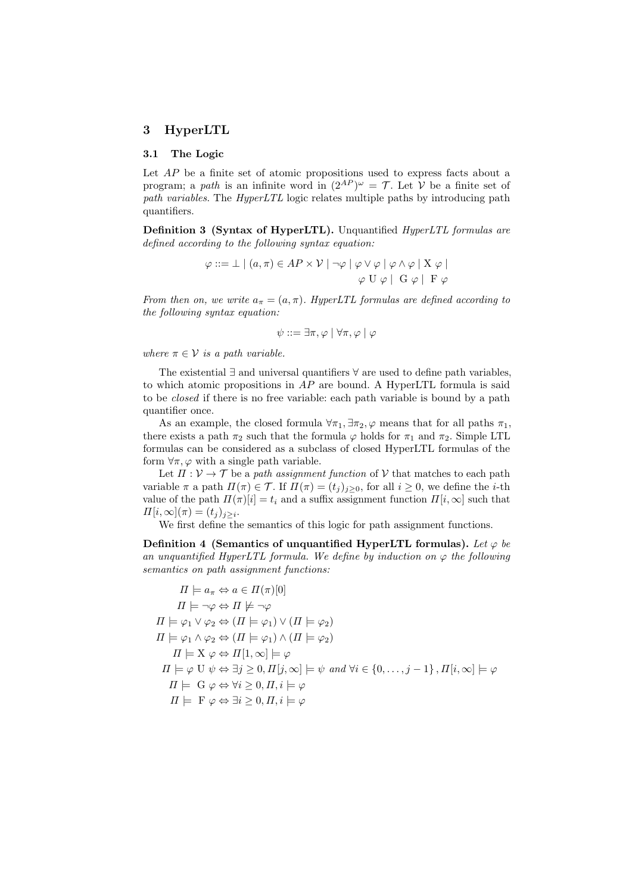## 3 HyperLTL

### 3.1 The Logic

Let $AP$ be a finite set of atomic propositions used to express facts about a program; a *path* is an infinite word in $(2^{AP})^\omega = \mathcal{T}$. Let $\mathcal{V}$ be a finite set of *path variables*. The *HyperLTL* logic relates multiple paths by introducing path quantifiers.

**Definition 3 (Syntax of HyperLTL).** *Unquantified HyperLTL formulas are defined according to the following syntax equation:*

$$\varphi ::= \bot \mid (a, \pi) \in AP \times \mathcal{V} \mid \neg\varphi \mid \varphi \vee \varphi \mid \varphi \wedge \varphi \mid \mathrm{X}\ \varphi \mid \varphi\ \mathrm{U}\ \varphi \mid\ \mathrm{G}\ \varphi \mid\ \mathrm{F}\ \varphi$$

*From then on, we write $a_\pi = (a, \pi)$. HyperLTL formulas are defined according to the following syntax equation:*

$$\psi ::= \exists\pi, \varphi \mid \forall\pi, \varphi \mid \varphi$$

*where $\pi \in \mathcal{V}$ is a path variable.*

The existential $\exists$ and universal quantifiers $\forall$ are used to define path variables, to which atomic propositions in $AP$ are bound. A HyperLTL formula is said to be *closed* if there is no free variable: each path variable is bound by a path quantifier once.

As an example, the closed formula $\forall\pi_1, \exists\pi_2, \varphi$ means that for all paths $\pi_1$, there exists a path $\pi_2$ such that the formula $\varphi$ holds for $\pi_1$ and $\pi_2$. Simple LTL formulas can be considered as a subclass of closed HyperLTL formulas of the form $\forall\pi, \varphi$ with a single path variable.

Let $\Pi : \mathcal{V} \to \mathcal{T}$ be a *path assignment function* of $\mathcal{V}$ that matches to each path variable $\pi$ a path $\Pi(\pi) \in \mathcal{T}$. If $\Pi(\pi) = (t_j)_{j\geq 0}$, for all $i \geq 0$, we define the $i$-th value of the path $\Pi(\pi)[i] = t_i$ and a suffix assignment function $\Pi[i, \infty]$ such that $\Pi[i, \infty](\pi) = (t_j)_{j\geq i}$.

We first define the semantics of this logic for path assignment functions.

**Definition 4 (Semantics of unquantified HyperLTL formulas).** *Let $\varphi$ be an unquantified HyperLTL formula. We define by induction on $\varphi$ the following semantics on path assignment functions:*

$$
\begin{aligned}
\Pi \models a_\pi &\Leftrightarrow a \in \Pi(\pi)[0] \\
\Pi \models \neg\varphi &\Leftrightarrow \Pi \not\models \neg\varphi \\
\Pi \models \varphi_1 \vee \varphi_2 &\Leftrightarrow (\Pi \models \varphi_1) \vee (\Pi \models \varphi_2) \\
\Pi \models \varphi_1 \wedge \varphi_2 &\Leftrightarrow (\Pi \models \varphi_1) \wedge (\Pi \models \varphi_2) \\
\Pi \models \mathrm{X}\ \varphi &\Leftrightarrow \Pi[1, \infty] \models \varphi \\
\Pi \models \varphi\ \mathrm{U}\ \psi &\Leftrightarrow \exists j \geq 0, \Pi[j, \infty] \models \psi \text{ and } \forall i \in \{0, \ldots, j-1\}, \Pi[i, \infty] \models \varphi \\
\Pi \models\ \mathrm{G}\ \varphi &\Leftrightarrow \forall i \geq 0, \Pi, i \models \varphi \\
\Pi \models\ \mathrm{F}\ \varphi &\Leftrightarrow \exists i \geq 0, \Pi, i \models \varphi
\end{aligned}
$$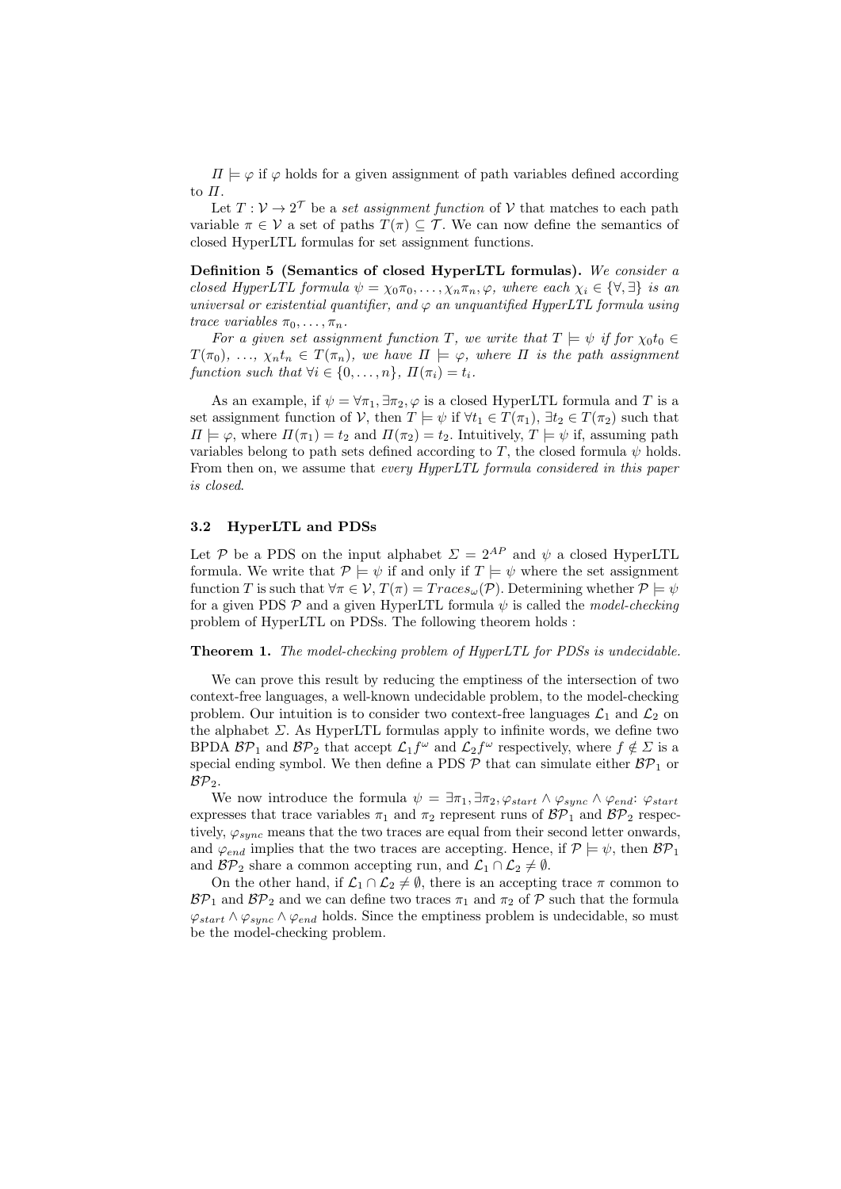$\Pi \models \varphi$ if $\varphi$ holds for a given assignment of path variables defined according to $\Pi$.

Let $T : \mathcal{V} \to 2^{\mathcal{T}}$ be a *set assignment function* of $\mathcal{V}$ that matches to each path variable $\pi \in \mathcal{V}$ a set of paths $T(\pi) \subseteq \mathcal{T}$. We can now define the semantics of closed HyperLTL formulas for set assignment functions.

**Definition 5 (Semantics of closed HyperLTL formulas).** *We consider a closed HyperLTL formula $\psi = \chi_0 \pi_0, \ldots, \chi_n \pi_n, \varphi$, where each $\chi_i \in \{\forall, \exists\}$ is an universal or existential quantifier, and $\varphi$ an unquantified HyperLTL formula using trace variables $\pi_0, \ldots, \pi_n$.*

*For a given set assignment function $T$, we write that $T \models \psi$ if for $\chi_0 t_0 \in T(\pi_0)$, $\ldots$, $\chi_n t_n \in T(\pi_n)$, we have $\Pi \models \varphi$, where $\Pi$ is the path assignment function such that $\forall i \in \{0, \ldots, n\}$, $\Pi(\pi_i) = t_i$.*

As an example, if $\psi = \forall \pi_1, \exists \pi_2, \varphi$ is a closed HyperLTL formula and $T$ is a set assignment function of $\mathcal{V}$, then $T \models \psi$ if $\forall t_1 \in T(\pi_1)$, $\exists t_2 \in T(\pi_2)$ such that $\Pi \models \varphi$, where $\Pi(\pi_1) = t_2$ and $\Pi(\pi_2) = t_2$. Intuitively, $T \models \psi$ if, assuming path variables belong to path sets defined according to $T$, the closed formula $\psi$ holds. From then on, we assume that *every HyperLTL formula considered in this paper is closed*.

### 3.2 HyperLTL and PDSs

Let $\mathcal{P}$ be a PDS on the input alphabet $\Sigma = 2^{AP}$ and $\psi$ a closed HyperLTL formula. We write that $\mathcal{P} \models \psi$ if and only if $T \models \psi$ where the set assignment function $T$ is such that $\forall \pi \in \mathcal{V}, T(\pi) = Traces_\omega(\mathcal{P})$. Determining whether $\mathcal{P} \models \psi$ for a given PDS $\mathcal{P}$ and a given HyperLTL formula $\psi$ is called the *model-checking* problem of HyperLTL on PDSs. The following theorem holds :

**Theorem 1.** *The model-checking problem of HyperLTL for PDSs is undecidable.*

We can prove this result by reducing the emptiness of the intersection of two context-free languages, a well-known undecidable problem, to the model-checking problem. Our intuition is to consider two context-free languages $\mathcal{L}_1$ and $\mathcal{L}_2$ on the alphabet $\Sigma$. As HyperLTL formulas apply to infinite words, we define two BPDA $\mathcal{BP}_1$ and $\mathcal{BP}_2$ that accept $\mathcal{L}_1 f^\omega$ and $\mathcal{L}_2 f^\omega$ respectively, where $f \notin \Sigma$ is a special ending symbol. We then define a PDS $\mathcal{P}$ that can simulate either $\mathcal{BP}_1$ or $\mathcal{BP}_2$.

We now introduce the formula $\psi = \exists \pi_1, \exists \pi_2, \varphi_{start} \wedge \varphi_{sync} \wedge \varphi_{end}$: $\varphi_{start}$ expresses that trace variables $\pi_1$ and $\pi_2$ represent runs of $\mathcal{BP}_1$ and $\mathcal{BP}_2$ respectively, $\varphi_{sync}$ means that the two traces are equal from their second letter onwards, and $\varphi_{end}$ implies that the two traces are accepting. Hence, if $\mathcal{P} \models \psi$, then $\mathcal{BP}_1$ and $\mathcal{BP}_2$ share a common accepting run, and $\mathcal{L}_1 \cap \mathcal{L}_2 \neq \emptyset$.

On the other hand, if $\mathcal{L}_1 \cap \mathcal{L}_2 \neq \emptyset$, there is an accepting trace $\pi$ common to $\mathcal{BP}_1$ and $\mathcal{BP}_2$ and we can define two traces $\pi_1$ and $\pi_2$ of $\mathcal{P}$ such that the formula $\varphi_{start} \wedge \varphi_{sync} \wedge \varphi_{end}$ holds. Since the emptiness problem is undecidable, so must be the model-checking problem.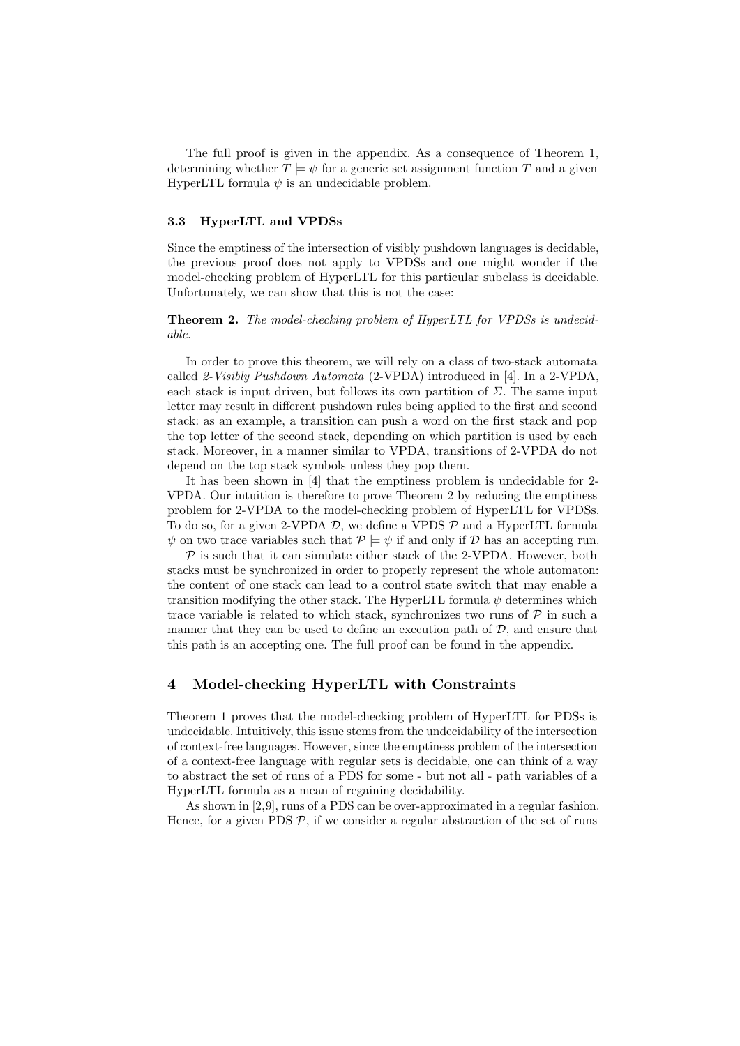The full proof is given in the appendix. As a consequence of Theorem 1, determining whether $T \models \psi$ for a generic set assignment function $T$ and a given HyperLTL formula $\psi$ is an undecidable problem.

### 3.3 HyperLTL and VPDSs

Since the emptiness of the intersection of visibly pushdown languages is decidable, the previous proof does not apply to VPDSs and one might wonder if the model-checking problem of HyperLTL for this particular subclass is decidable. Unfortunately, we can show that this is not the case:

**Theorem 2.** *The model-checking problem of HyperLTL for VPDSs is undecidable.*

In order to prove this theorem, we will rely on a class of two-stack automata called *2-Visibly Pushdown Automata* (2-VPDA) introduced in [4]. In a 2-VPDA, each stack is input driven, but follows its own partition of $\Sigma$. The same input letter may result in different pushdown rules being applied to the first and second stack: as an example, a transition can push a word on the first stack and pop the top letter of the second stack, depending on which partition is used by each stack. Moreover, in a manner similar to VPDA, transitions of 2-VPDA do not depend on the top stack symbols unless they pop them.

It has been shown in [4] that the emptiness problem is undecidable for 2-VPDA. Our intuition is therefore to prove Theorem 2 by reducing the emptiness problem for 2-VPDA to the model-checking problem of HyperLTL for VPDSs. To do so, for a given 2-VPDA $\mathcal{D}$, we define a VPDS $\mathcal{P}$ and a HyperLTL formula $\psi$ on two trace variables such that $\mathcal{P} \models \psi$ if and only if $\mathcal{D}$ has an accepting run.

$\mathcal{P}$ is such that it can simulate either stack of the 2-VPDA. However, both stacks must be synchronized in order to properly represent the whole automaton: the content of one stack can lead to a control state switch that may enable a transition modifying the other stack. The HyperLTL formula $\psi$ determines which trace variable is related to which stack, synchronizes two runs of $\mathcal{P}$ in such a manner that they can be used to define an execution path of $\mathcal{D}$, and ensure that this path is an accepting one. The full proof can be found in the appendix.

## 4 Model-checking HyperLTL with Constraints

Theorem 1 proves that the model-checking problem of HyperLTL for PDSs is undecidable. Intuitively, this issue stems from the undecidability of the intersection of context-free languages. However, since the emptiness problem of the intersection of a context-free language with regular sets is decidable, one can think of a way to abstract the set of runs of a PDS for some - but not all - path variables of a HyperLTL formula as a mean of regaining decidability.

As shown in [2,9], runs of a PDS can be over-approximated in a regular fashion. Hence, for a given PDS $\mathcal{P}$, if we consider a regular abstraction of the set of runs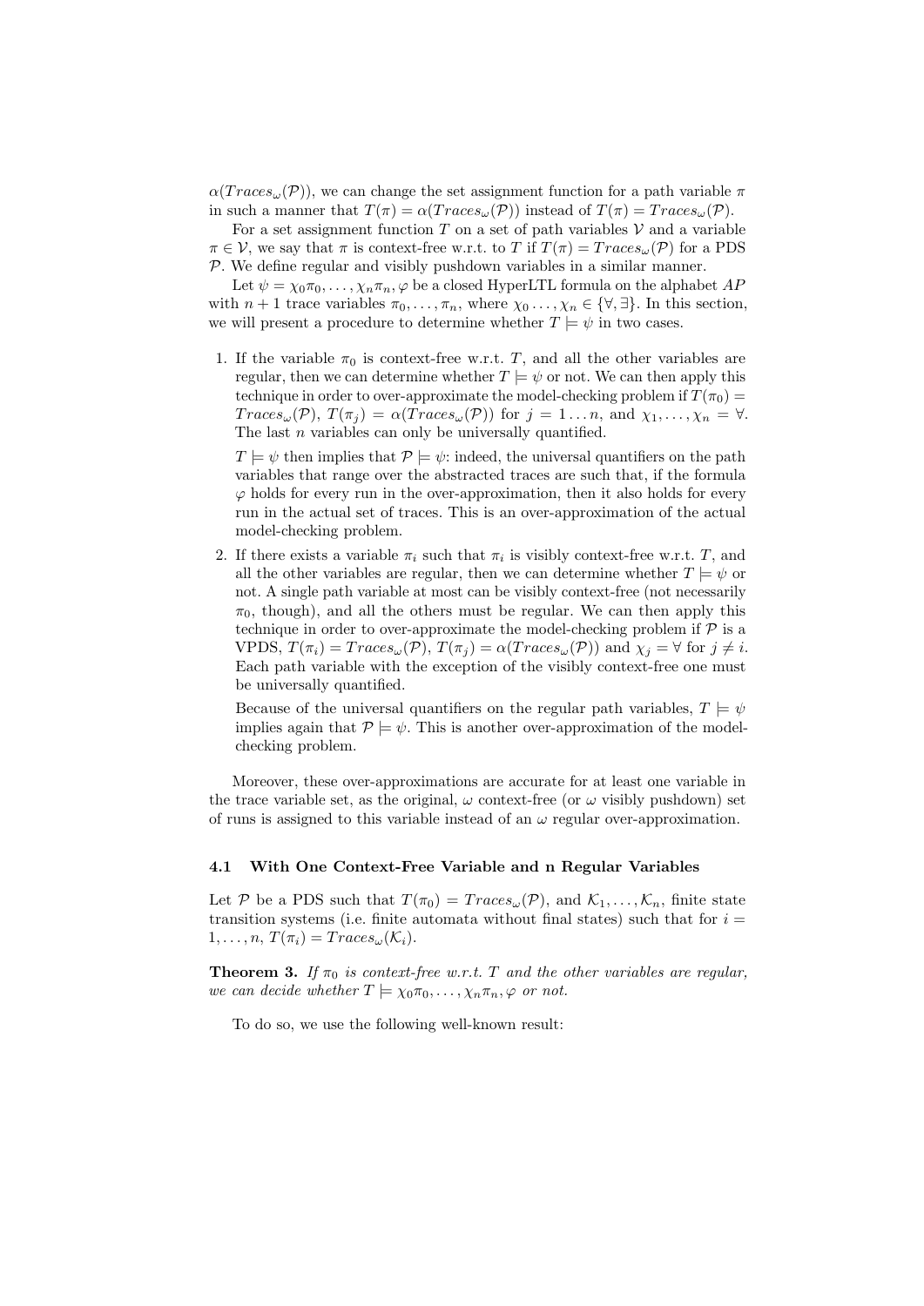$\alpha(Traces_\omega(\mathcal{P}))$, we can change the set assignment function for a path variable $\pi$ in such a manner that $T(\pi) = \alpha(Traces_\omega(\mathcal{P}))$ instead of $T(\pi) = Traces_\omega(\mathcal{P})$.

For a set assignment function $T$ on a set of path variables $\mathcal{V}$ and a variable $\pi \in \mathcal{V}$, we say that $\pi$ is context-free w.r.t. to $T$ if $T(\pi) = Traces_\omega(\mathcal{P})$ for a PDS $\mathcal{P}$. We define regular and visibly pushdown variables in a similar manner.

Let $\psi = \chi_0\pi_0, \ldots, \chi_n\pi_n, \varphi$ be a closed HyperLTL formula on the alphabet $AP$ with $n+1$ trace variables $\pi_0, \ldots, \pi_n$, where $\chi_0 \ldots, \chi_n \in \{\forall, \exists\}$. In this section, we will present a procedure to determine whether $T \models \psi$ in two cases.

1. If the variable $\pi_0$ is context-free w.r.t. $T$, and all the other variables are regular, then we can determine whether $T \models \psi$ or not. We can then apply this technique in order to over-approximate the model-checking problem if $T(\pi_0) = Traces_\omega(\mathcal{P})$, $T(\pi_j) = \alpha(Traces_\omega(\mathcal{P}))$ for $j = 1 \ldots n$, and $\chi_1, \ldots, \chi_n = \forall$. The last $n$ variables can only be universally quantified.

   $T \models \psi$ then implies that $\mathcal{P} \models \psi$: indeed, the universal quantifiers on the path variables that range over the abstracted traces are such that, if the formula $\varphi$ holds for every run in the over-approximation, then it also holds for every run in the actual set of traces. This is an over-approximation of the actual model-checking problem.

2. If there exists a variable $\pi_i$ such that $\pi_i$ is visibly context-free w.r.t. $T$, and all the other variables are regular, then we can determine whether $T \models \psi$ or not. A single path variable at most can be visibly context-free (not necessarily $\pi_0$, though), and all the others must be regular. We can then apply this technique in order to over-approximate the model-checking problem if $\mathcal{P}$ is a VPDS, $T(\pi_i) = Traces_\omega(\mathcal{P})$, $T(\pi_j) = \alpha(Traces_\omega(\mathcal{P}))$ and $\chi_j = \forall$ for $j \neq i$. Each path variable with the exception of the visibly context-free one must be universally quantified.

   Because of the universal quantifiers on the regular path variables, $T \models \psi$ implies again that $\mathcal{P} \models \psi$. This is another over-approximation of the model-checking problem.

Moreover, these over-approximations are accurate for at least one variable in the trace variable set, as the original, $\omega$ context-free (or $\omega$ visibly pushdown) set of runs is assigned to this variable instead of an $\omega$ regular over-approximation.

### 4.1 With One Context-Free Variable and n Regular Variables

Let $\mathcal{P}$ be a PDS such that $T(\pi_0) = Traces_\omega(\mathcal{P})$, and $\mathcal{K}_1, \ldots, \mathcal{K}_n$, finite state transition systems (i.e. finite automata without final states) such that for $i = 1, \ldots, n$, $T(\pi_i) = Traces_\omega(\mathcal{K}_i)$.

**Theorem 3.** *If $\pi_0$ is context-free w.r.t. $T$ and the other variables are regular, we can decide whether $T \models \chi_0\pi_0, \ldots, \chi_n\pi_n, \varphi$ or not.*

To do so, we use the following well-known result: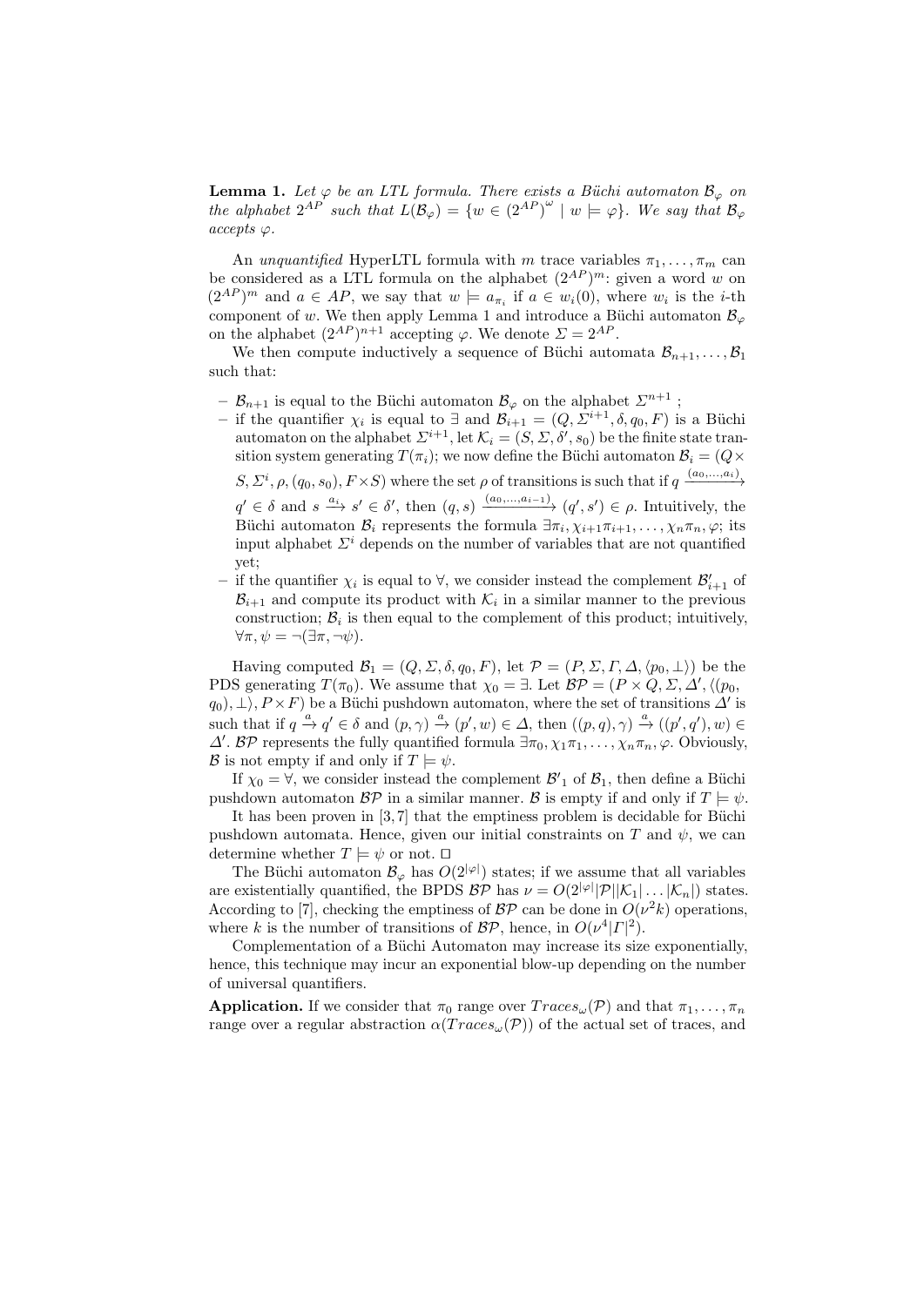**Lemma 1.** *Let $\varphi$ be an LTL formula. There exists a Büchi automaton $\mathcal{B}_\varphi$ on the alphabet $2^{AP}$ such that $L(\mathcal{B}_\varphi) = \{w \in (2^{AP})^\omega \mid w \models \varphi\}$. We say that $\mathcal{B}_\varphi$ accepts $\varphi$.*

An *unquantified* HyperLTL formula with $m$ trace variables $\pi_1, \ldots, \pi_m$ can be considered as a LTL formula on the alphabet $(2^{AP})^m$: given a word $w$ on $(2^{AP})^m$ and $a \in AP$, we say that $w \models a_{\pi_i}$ if $a \in w_i(0)$, where $w_i$ is the $i$-th component of $w$. We then apply Lemma 1 and introduce a Büchi automaton $\mathcal{B}_\varphi$ on the alphabet $(2^{AP})^{n+1}$ accepting $\varphi$. We denote $\Sigma = 2^{AP}$.

We then compute inductively a sequence of Büchi automata $\mathcal{B}_{n+1}, \ldots, \mathcal{B}_1$ such that:

- $\mathcal{B}_{n+1}$ is equal to the Büchi automaton $\mathcal{B}_\varphi$ on the alphabet $\Sigma^{n+1}$ ;
- if the quantifier $\chi_i$ is equal to $\exists$ and $\mathcal{B}_{i+1} = (Q, \Sigma^{i+1}, \delta, q_0, F)$ is a Büchi automaton on the alphabet $\Sigma^{i+1}$, let $\mathcal{K}_i = (S, \Sigma, \delta', s_0)$ be the finite state transition system generating $T(\pi_i)$; we now define the Büchi automaton $\mathcal{B}_i = (Q \times S, \Sigma^i, \rho, (q_0, s_0), F \times S)$ where the set $\rho$ of transitions is such that if $q \xrightarrow{(a_0,\ldots,a_i)} q' \in \delta$ and $s \xrightarrow{a_i} s' \in \delta'$, then $(q, s) \xrightarrow{(a_0,\ldots,a_{i-1})} (q', s') \in \rho$. Intuitively, the Büchi automaton $\mathcal{B}_i$ represents the formula $\exists \pi_i, \chi_{i+1}\pi_{i+1}, \ldots, \chi_n \pi_n, \varphi$; its input alphabet $\Sigma^i$ depends on the number of variables that are not quantified yet;
- if the quantifier $\chi_i$ is equal to $\forall$, we consider instead the complement $\mathcal{B}'_{i+1}$ of $\mathcal{B}_{i+1}$ and compute its product with $\mathcal{K}_i$ in a similar manner to the previous construction; $\mathcal{B}_i$ is then equal to the complement of this product; intuitively, $\forall \pi, \psi = \neg(\exists \pi, \neg\psi)$.

Having computed $\mathcal{B}_1 = (Q, \Sigma, \delta, q_0, F)$, let $\mathcal{P} = (P, \Sigma, \Gamma, \Delta, \langle p_0, \bot\rangle)$ be the PDS generating $T(\pi_0)$. We assume that $\chi_0 = \exists$. Let $\mathcal{BP} = (P \times Q, \Sigma, \Delta', \langle (p_0, q_0), \bot\rangle, P \times F)$ be a Büchi pushdown automaton, where the set of transitions $\Delta'$ is such that if $q \xrightarrow{a} q' \in \delta$ and $(p, \gamma) \xrightarrow{a} (p', w) \in \Delta$, then $((p, q), \gamma) \xrightarrow{a} ((p', q'), w) \in \Delta'$. $\mathcal{BP}$ represents the fully quantified formula $\exists \pi_0, \chi_1 \pi_1, \ldots, \chi_n \pi_n, \varphi$. Obviously, $\mathcal{B}$ is not empty if and only if $T \models \psi$.

If $\chi_0 = \forall$, we consider instead the complement $\mathcal{B}'{}_1$ of $\mathcal{B}_1$, then define a Büchi pushdown automaton $\mathcal{BP}$ in a similar manner. $\mathcal{B}$ is empty if and only if $T \models \psi$.

It has been proven in [3, 7] that the emptiness problem is decidable for Büchi pushdown automata. Hence, given our initial constraints on $T$ and $\psi$, we can determine whether $T \models \psi$ or not. $\square$

The Büchi automaton $\mathcal{B}_\varphi$ has $O(2^{|\varphi|})$ states; if we assume that all variables are existentially quantified, the BPDS $\mathcal{BP}$ has $\nu = O(2^{|\varphi|}|\mathcal{P}||\mathcal{K}_1| \ldots |\mathcal{K}_n|)$ states. According to [7], checking the emptiness of $\mathcal{BP}$ can be done in $O(\nu^2 k)$ operations, where $k$ is the number of transitions of $\mathcal{BP}$, hence, in $O(\nu^4 |\Gamma|^2)$.

Complementation of a Büchi Automaton may increase its size exponentially, hence, this technique may incur an exponential blow-up depending on the number of universal quantifiers.

**Application.** If we consider that $\pi_0$ range over $Traces_\omega(\mathcal{P})$ and that $\pi_1, \ldots, \pi_n$ range over a regular abstraction $\alpha(Traces_\omega(\mathcal{P}))$ of the actual set of traces, and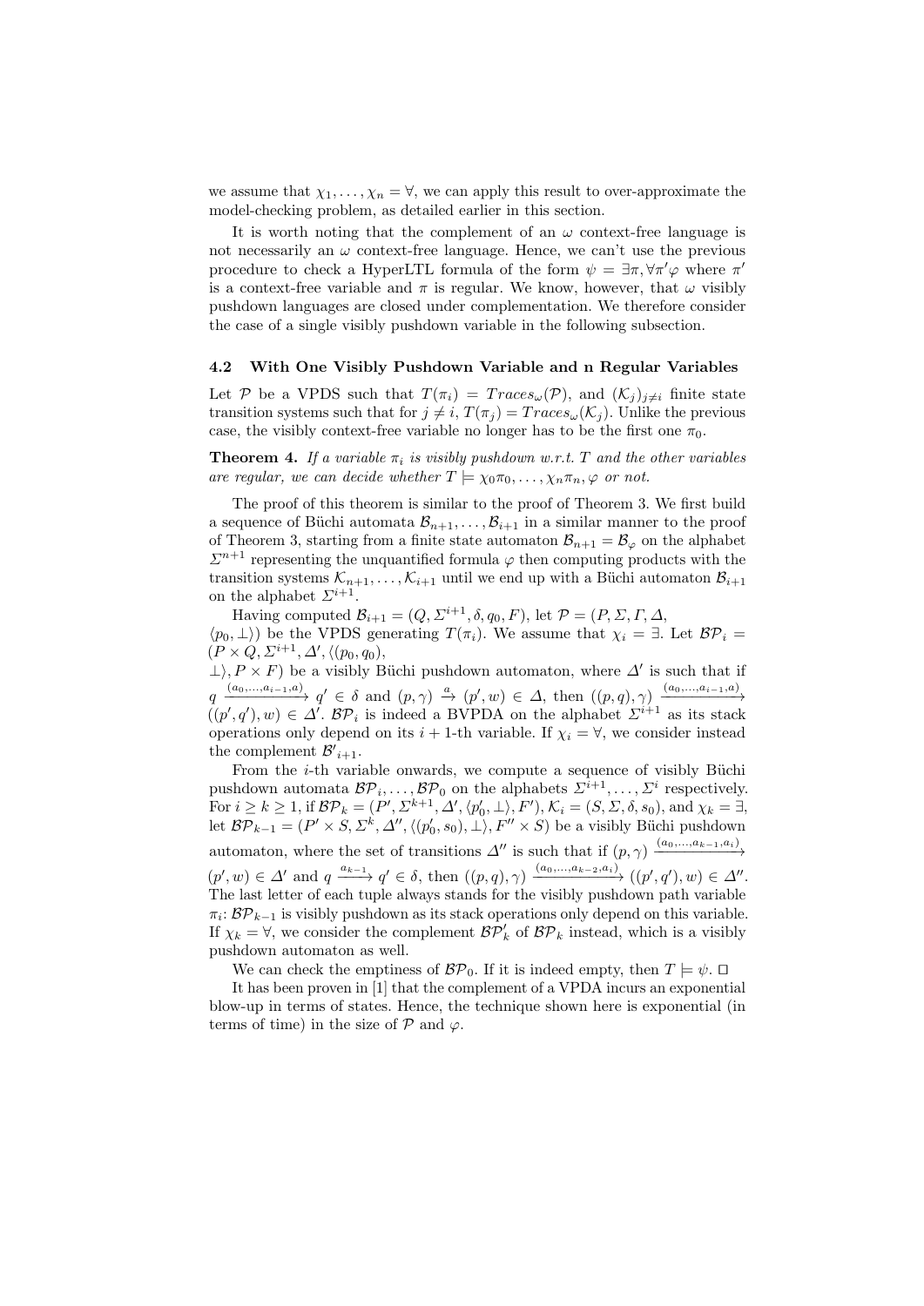we assume that $\chi_1, \ldots, \chi_n = \forall$, we can apply this result to over-approximate the model-checking problem, as detailed earlier in this section.

It is worth noting that the complement of an $\omega$ context-free language is not necessarily an $\omega$ context-free language. Hence, we can't use the previous procedure to check a HyperLTL formula of the form $\psi = \exists\pi, \forall\pi'\varphi$ where $\pi'$ is a context-free variable and $\pi$ is regular. We know, however, that $\omega$ visibly pushdown languages are closed under complementation. We therefore consider the case of a single visibly pushdown variable in the following subsection.

### 4.2 With One Visibly Pushdown Variable and n Regular Variables

Let $\mathcal{P}$ be a VPDS such that $T(\pi_i) = Traces_\omega(\mathcal{P})$, and $(\mathcal{K}_j)_{j \neq i}$ finite state transition systems such that for $j \neq i$, $T(\pi_j) = Traces_\omega(\mathcal{K}_j)$. Unlike the previous case, the visibly context-free variable no longer has to be the first one $\pi_0$.

**Theorem 4.** *If a variable $\pi_i$ is visibly pushdown w.r.t. $T$ and the other variables are regular, we can decide whether $T \models \chi_0\pi_0, \ldots, \chi_n\pi_n, \varphi$ or not.*

The proof of this theorem is similar to the proof of Theorem 3. We first build a sequence of Büchi automata $\mathcal{B}_{n+1}, \ldots, \mathcal{B}_{i+1}$ in a similar manner to the proof of Theorem 3, starting from a finite state automaton $\mathcal{B}_{n+1} = \mathcal{B}_\varphi$ on the alphabet $\Sigma^{n+1}$ representing the unquantified formula $\varphi$ then computing products with the transition systems $\mathcal{K}_{n+1}, \ldots, \mathcal{K}_{i+1}$ until we end up with a Büchi automaton $\mathcal{B}_{i+1}$ on the alphabet $\Sigma^{i+1}$.

Having computed $\mathcal{B}_{i+1} = (Q, \Sigma^{i+1}, \delta, q_0, F)$, let $\mathcal{P} = (P, \Sigma, \Gamma, \Delta, \langle p_0, \bot\rangle)$ be the VPDS generating $T(\pi_i)$. We assume that $\chi_i = \exists$. Let $\mathcal{BP}_i = (P \times Q, \Sigma^{i+1}, \Delta', \langle (p_0, q_0), \bot\rangle, P \times F)$ be a visibly Büchi pushdown automaton, where $\Delta'$ is such that if $q \xrightarrow{(a_0,\ldots,a_{i-1},a)} q' \in \delta$ and $(p, \gamma) \xrightarrow{a} (p', w) \in \Delta$, then $((p, q), \gamma) \xrightarrow{(a_0,\ldots,a_{i-1},a)} ((p', q'), w) \in \Delta'$. $\mathcal{BP}_i$ is indeed a BVPDA on the alphabet $\Sigma^{i+1}$ as its stack operations only depend on its $i+1$-th variable. If $\chi_i = \forall$, we consider instead the complement $\mathcal{B}'_{i+1}$.

From the $i$-th variable onwards, we compute a sequence of visibly Büchi pushdown automata $\mathcal{BP}_i, \ldots, \mathcal{BP}_0$ on the alphabets $\Sigma^{i+1}, \ldots, \Sigma^i$ respectively. For $i \geq k \geq 1$, if $\mathcal{BP}_k = (P', \Sigma^{k+1}, \Delta', \langle p'_0, \bot\rangle, F')$, $\mathcal{K}_i = (S, \Sigma, \delta, s_0)$, and $\chi_k = \exists$, let $\mathcal{BP}_{k-1} = (P' \times S, \Sigma^k, \Delta'', \langle (p'_0, s_0), \bot\rangle, F'' \times S)$ be a visibly Büchi pushdown automaton, where the set of transitions $\Delta''$ is such that if $(p, \gamma) \xrightarrow{(a_0,\ldots,a_{k-1},a_i)} (p', w) \in \Delta'$ and $q \xrightarrow{a_{k-1}} q' \in \delta$, then $((p, q), \gamma) \xrightarrow{(a_0,\ldots,a_{k-2},a_i)} ((p', q'), w) \in \Delta''$. The last letter of each tuple always stands for the visibly pushdown path variable $\pi_i$: $\mathcal{BP}_{k-1}$ is visibly pushdown as its stack operations only depend on this variable. If $\chi_k = \forall$, we consider the complement $\mathcal{BP}'_k$ of $\mathcal{BP}_k$ instead, which is a visibly pushdown automaton as well.

We can check the emptiness of $\mathcal{BP}_0$. If it is indeed empty, then $T \models \psi$. $\square$

It has been proven in [1] that the complement of a VPDA incurs an exponential blow-up in terms of states. Hence, the technique shown here is exponential (in terms of time) in the size of $\mathcal{P}$ and $\varphi$.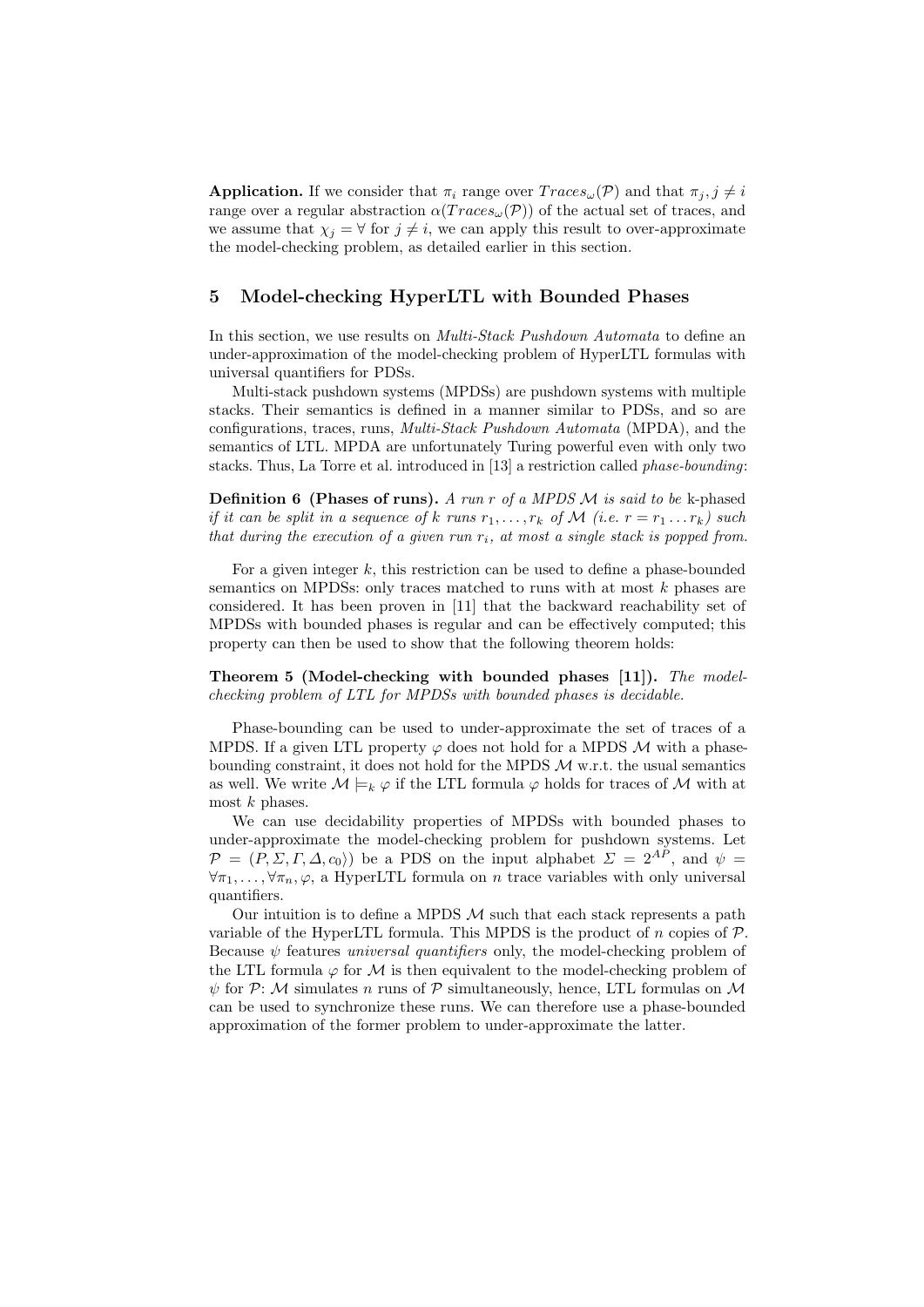**Application.** If we consider that $\pi_i$ range over $Traces_\omega(\mathcal{P})$ and that $\pi_j, j \neq i$ range over a regular abstraction $\alpha(Traces_\omega(\mathcal{P}))$ of the actual set of traces, and we assume that $\chi_j = \forall$ for $j \neq i$, we can apply this result to over-approximate the model-checking problem, as detailed earlier in this section.

## 5 Model-checking HyperLTL with Bounded Phases

In this section, we use results on *Multi-Stack Pushdown Automata* to define an under-approximation of the model-checking problem of HyperLTL formulas with universal quantifiers for PDSs.

Multi-stack pushdown systems (MPDSs) are pushdown systems with multiple stacks. Their semantics is defined in a manner similar to PDSs, and so are configurations, traces, runs, *Multi-Stack Pushdown Automata* (MPDA), and the semantics of LTL. MPDA are unfortunately Turing powerful even with only two stacks. Thus, La Torre et al. introduced in [13] a restriction called *phase-bounding*:

**Definition 6 (Phases of runs).** *A run $r$ of a MPDS $\mathcal{M}$ is said to be* k-phased *if it can be split in a sequence of $k$ runs $r_1, \ldots, r_k$ of $\mathcal{M}$ (i.e. $r = r_1 \ldots r_k$) such that during the execution of a given run $r_i$, at most a single stack is popped from.*

For a given integer $k$, this restriction can be used to define a phase-bounded semantics on MPDSs: only traces matched to runs with at most $k$ phases are considered. It has been proven in [11] that the backward reachability set of MPDSs with bounded phases is regular and can be effectively computed; this property can then be used to show that the following theorem holds:

**Theorem 5 (Model-checking with bounded phases [11]).** *The model-checking problem of LTL for MPDSs with bounded phases is decidable.*

Phase-bounding can be used to under-approximate the set of traces of a MPDS. If a given LTL property $\varphi$ does not hold for a MPDS $\mathcal{M}$ with a phase-bounding constraint, it does not hold for the MPDS $\mathcal{M}$ w.r.t. the usual semantics as well. We write $\mathcal{M} \models_k \varphi$ if the LTL formula $\varphi$ holds for traces of $\mathcal{M}$ with at most $k$ phases.

We can use decidability properties of MPDSs with bounded phases to under-approximate the model-checking problem for pushdown systems. Let $\mathcal{P} = (P, \Sigma, \Gamma, \Delta, c_0\rangle)$ be a PDS on the input alphabet $\Sigma = 2^{AP}$, and $\psi = \forall\pi_1, \ldots, \forall\pi_n, \varphi$, a HyperLTL formula on $n$ trace variables with only universal quantifiers.

Our intuition is to define a MPDS $\mathcal{M}$ such that each stack represents a path variable of the HyperLTL formula. This MPDS is the product of $n$ copies of $\mathcal{P}$. Because $\psi$ features *universal quantifiers* only, the model-checking problem of the LTL formula $\varphi$ for $\mathcal{M}$ is then equivalent to the model-checking problem of $\psi$ for $\mathcal{P}$: $\mathcal{M}$ simulates $n$ runs of $\mathcal{P}$ simultaneously, hence, LTL formulas on $\mathcal{M}$ can be used to synchronize these runs. We can therefore use a phase-bounded approximation of the former problem to under-approximate the latter.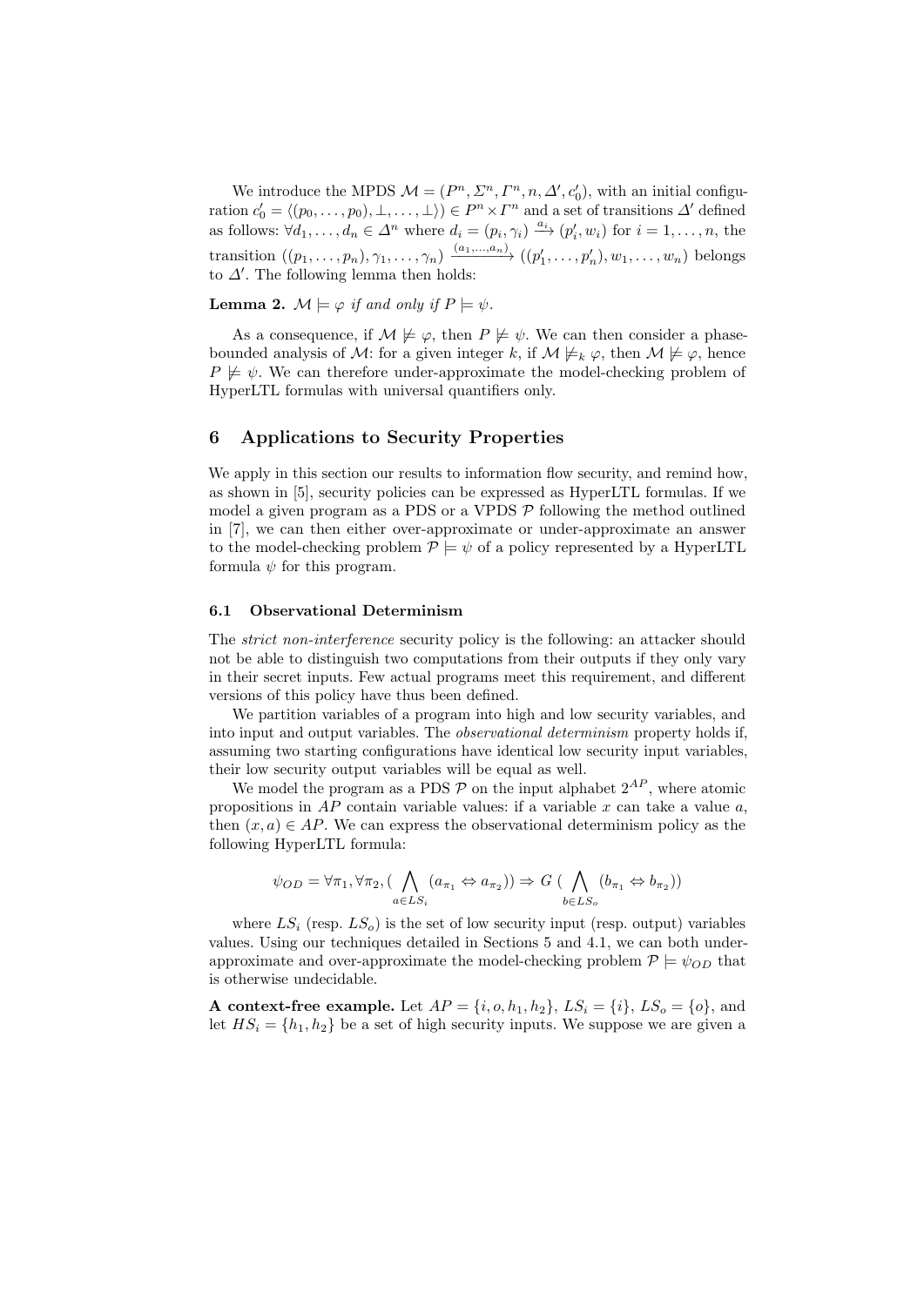We introduce the MPDS $\mathcal{M} = (P^n, \Sigma^n, \Gamma^n, n, \Delta', c'_0)$, with an initial configuration $c'_0 = \langle (p_0, \ldots, p_0), \bot, \ldots, \bot \rangle) \in P^n \times \Gamma^n$ and a set of transitions $\Delta'$ defined as follows: $\forall d_1, \ldots, d_n \in \Delta^n$ where $d_i = (p_i, \gamma_i) \xrightarrow{a_i} (p'_i, w_i)$ for $i = 1, \ldots, n$, the transition $((p_1, \ldots, p_n), \gamma_1, \ldots, \gamma_n) \xrightarrow{(a_1, \ldots, a_n)} ((p'_1, \ldots, p'_n), w_1, \ldots, w_n)$ belongs to $\Delta'$. The following lemma then holds:

**Lemma 2.** *$\mathcal{M} \models \varphi$ if and only if $P \models \psi$.*

As a consequence, if $\mathcal{M} \not\models \varphi$, then $P \not\models \psi$. We can then consider a phase-bounded analysis of $\mathcal{M}$: for a given integer $k$, if $\mathcal{M} \not\models_k \varphi$, then $\mathcal{M} \not\models \varphi$, hence $P \not\models \psi$. We can therefore under-approximate the model-checking problem of HyperLTL formulas with universal quantifiers only.

## 6 Applications to Security Properties

We apply in this section our results to information flow security, and remind how, as shown in [5], security policies can be expressed as HyperLTL formulas. If we model a given program as a PDS or a VPDS $\mathcal{P}$ following the method outlined in [7], we can then either over-approximate or under-approximate an answer to the model-checking problem $\mathcal{P} \models \psi$ of a policy represented by a HyperLTL formula $\psi$ for this program.

### 6.1 Observational Determinism

The *strict non-interference* security policy is the following: an attacker should not be able to distinguish two computations from their outputs if they only vary in their secret inputs. Few actual programs meet this requirement, and different versions of this policy have thus been defined.

We partition variables of a program into high and low security variables, and into input and output variables. The *observational determinism* property holds if, assuming two starting configurations have identical low security input variables, their low security output variables will be equal as well.

We model the program as a PDS $\mathcal{P}$ on the input alphabet $2^{AP}$, where atomic propositions in $AP$ contain variable values: if a variable $x$ can take a value $a$, then $(x, a) \in AP$. We can express the observational determinism policy as the following HyperLTL formula:

$$\psi_{OD} = \forall \pi_1, \forall \pi_2, (\bigwedge_{a \in LS_i} (a_{\pi_1} \Leftrightarrow a_{\pi_2})) \Rightarrow G\ (\bigwedge_{b \in LS_o} (b_{\pi_1} \Leftrightarrow b_{\pi_2}))$$

where $LS_i$ (resp. $LS_o$) is the set of low security input (resp. output) variables values. Using our techniques detailed in Sections 5 and 4.1, we can both under-approximate and over-approximate the model-checking problem $\mathcal{P} \models \psi_{OD}$ that is otherwise undecidable.

**A context-free example.** Let $AP = \{i, o, h_1, h_2\}$, $LS_i = \{i\}$, $LS_o = \{o\}$, and let $HS_i = \{h_1, h_2\}$ be a set of high security inputs. We suppose we are given a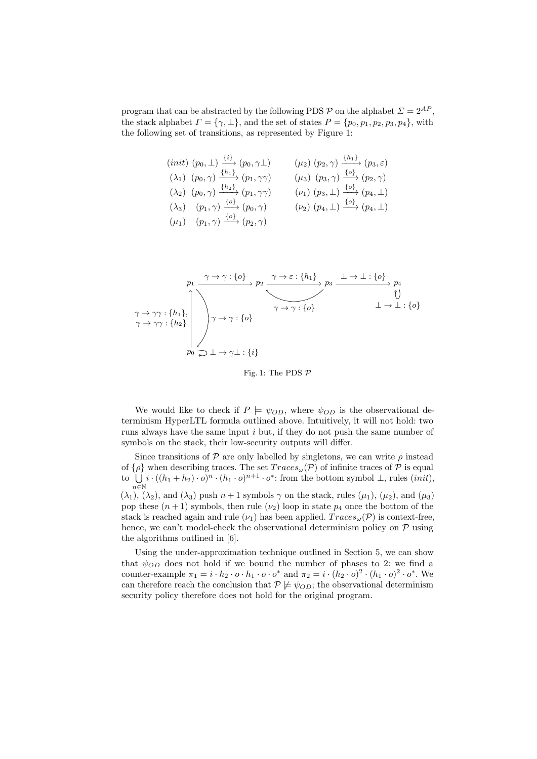program that can be abstracted by the following PDS $\mathcal{P}$ on the alphabet $\Sigma = 2^{AP}$, the stack alphabet $\Gamma = \{\gamma, \bot\}$, and the set of states $P = \{p_0, p_1, p_2, p_3, p_4\}$, with the following set of transitions, as represented by Figure 1:

$$
\begin{array}{llll}
(init) & (p_0, \bot) \xrightarrow{\{i\}} (p_0, \gamma\bot) & (\mu_2) & (p_2, \gamma) \xrightarrow{\{h_1\}} (p_3, \varepsilon) \\
(\lambda_1) & (p_0, \gamma) \xrightarrow{\{h_1\}} (p_1, \gamma\gamma) & (\mu_3) & (p_3, \gamma) \xrightarrow{\{o\}} (p_2, \gamma) \\
(\lambda_2) & (p_0, \gamma) \xrightarrow{\{h_2\}} (p_1, \gamma\gamma) & (\nu_1) & (p_3, \bot) \xrightarrow{\{o\}} (p_4, \bot) \\
(\lambda_3) & (p_1, \gamma) \xrightarrow{\{o\}} (p_0, \gamma) & (\nu_2) & (p_4, \bot) \xrightarrow{\{o\}} (p_4, \bot) \\
(\mu_1) & (p_1, \gamma) \xrightarrow{\{o\}} (p_2, \gamma) & &
\end{array}
$$

Fig. 1: The PDS $\mathcal{P}$

We would like to check if $P \models \psi_{OD}$, where $\psi_{OD}$ is the observational determinism HyperLTL formula outlined above. Intuitively, it will not hold: two runs always have the same input $i$ but, if they do not push the same number of symbols on the stack, their low-security outputs will differ.

Since transitions of $\mathcal{P}$ are only labelled by singletons, we can write $\rho$ instead of $\{\rho\}$ when describing traces. The set $Traces_\omega(\mathcal{P})$ of infinite traces of $\mathcal{P}$ is equal to $\bigcup_{n \in \mathbb{N}} i \cdot ((h_1 + h_2) \cdot o)^n \cdot (h_1 \cdot o)^{n+1} \cdot o^*$: from the bottom symbol $\bot$, rules $(init)$, $(\lambda_1)$, $(\lambda_2)$, and $(\lambda_3)$ push $n+1$ symbols $\gamma$ on the stack, rules $(\mu_1)$, $(\mu_2)$, and $(\mu_3)$ pop these $(n+1)$ symbols, then rule $(\nu_2)$ loop in state $p_4$ once the bottom of the stack is reached again and rule $(\nu_1)$ has been applied. $Traces_\omega(\mathcal{P})$ is context-free, hence, we can't model-check the observational determinism policy on $\mathcal{P}$ using the algorithms outlined in [6].

Using the under-approximation technique outlined in Section 5, we can show that $\psi_{OD}$ does not hold if we bound the number of phases to 2: we find a counter-example $\pi_1 = i \cdot h_2 \cdot o \cdot h_1 \cdot o \cdot o^*$ and $\pi_2 = i \cdot (h_2 \cdot o)^2 \cdot (h_1 \cdot o)^2 \cdot o^*$. We can therefore reach the conclusion that $\mathcal{P} \not\models \psi_{OD}$; the observational determinism security policy therefore does not hold for the original program.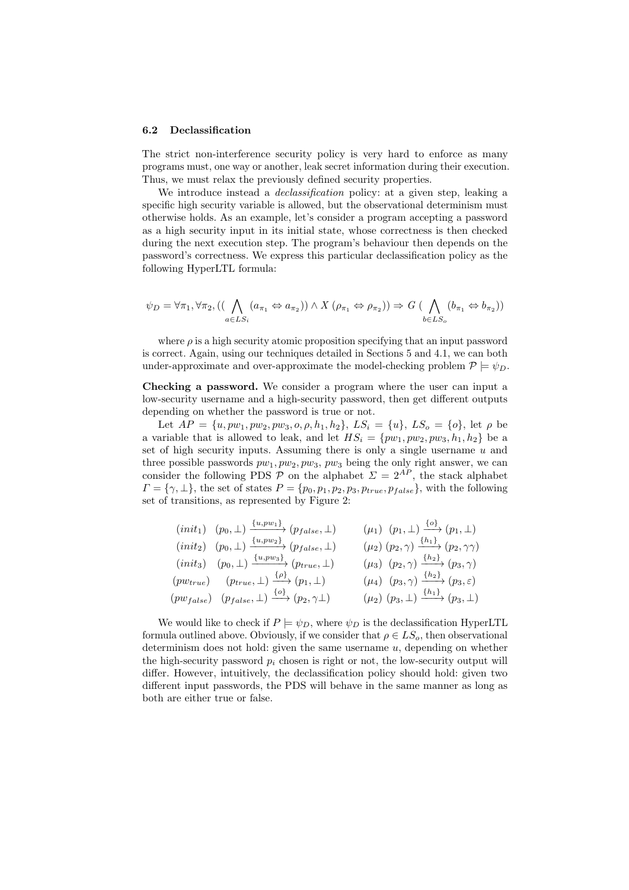### 6.2 Declassification

The strict non-interference security policy is very hard to enforce as many programs must, one way or another, leak secret information during their execution. Thus, we must relax the previously defined security properties.

We introduce instead a *declassification* policy: at a given step, leaking a specific high security variable is allowed, but the observational determinism must otherwise holds. As an example, let's consider a program accepting a password as a high security input in its initial state, whose correctness is then checked during the next execution step. The program's behaviour then depends on the password's correctness. We express this particular declassification policy as the following HyperLTL formula:

$$\psi_D = \forall \pi_1, \forall \pi_2, \left(\left( \bigwedge_{a \in LS_i} (a_{\pi_1} \Leftrightarrow a_{\pi_2})\right) \wedge X\, (\rho_{\pi_1} \Leftrightarrow \rho_{\pi_2})\right) \Rightarrow G\, \left( \bigwedge_{b \in LS_o} (b_{\pi_1} \Leftrightarrow b_{\pi_2})\right)$$

where $\rho$ is a high security atomic proposition specifying that an input password is correct. Again, using our techniques detailed in Sections 5 and 4.1, we can both under-approximate and over-approximate the model-checking problem $\mathcal{P} \models \psi_D$.

**Checking a password.** We consider a program where the user can input a low-security username and a high-security password, then get different outputs depending on whether the password is true or not.

Let $AP = \{u, pw_1, pw_2, pw_3, o, \rho, h_1, h_2\}$, $LS_i = \{u\}$, $LS_o = \{o\}$, let $\rho$ be a variable that is allowed to leak, and let $HS_i = \{pw_1, pw_2, pw_3, h_1, h_2\}$ be a set of high security inputs. Assuming there is only a single username $u$ and three possible passwords $pw_1, pw_2, pw_3$, $pw_3$ being the only right answer, we can consider the following PDS $\mathcal{P}$ on the alphabet $\Sigma = 2^{AP}$, the stack alphabet $\Gamma = \{\gamma, \bot\}$, the set of states $P = \{p_0, p_1, p_2, p_3, p_{true}, p_{false}\}$, with the following set of transitions, as represented by Figure 2:

$$
\begin{array}{llll}
(init_1) & (p_0, \bot) \xrightarrow{\{u, pw_1\}} (p_{false}, \bot) & (\mu_1) & (p_1, \bot) \xrightarrow{\{o\}} (p_1, \bot) \\
(init_2) & (p_0, \bot) \xrightarrow{\{u, pw_2\}} (p_{false}, \bot) & (\mu_2) & (p_2, \gamma) \xrightarrow{\{h_1\}} (p_2, \gamma\gamma) \\
(init_3) & (p_0, \bot) \xrightarrow{\{u, pw_3\}} (p_{true}, \bot) & (\mu_3) & (p_2, \gamma) \xrightarrow{\{h_2\}} (p_3, \gamma) \\
(pw_{true}) & (p_{true}, \bot) \xrightarrow{\{\rho\}} (p_1, \bot) & (\mu_4) & (p_3, \gamma) \xrightarrow{\{h_2\}} (p_3, \varepsilon) \\
(pw_{false}) & (p_{false}, \bot) \xrightarrow{\{o\}} (p_2, \gamma\bot) & (\mu_2) & (p_3, \bot) \xrightarrow{\{h_1\}} (p_3, \bot)
\end{array}
$$

We would like to check if $P \models \psi_D$, where $\psi_D$ is the declassification HyperLTL formula outlined above. Obviously, if we consider that $\rho \in LS_o$, then observational determinism does not hold: given the same username $u$, depending on whether the high-security password $p_i$ chosen is right or not, the low-security output will differ. However, intuitively, the declassification policy should hold: given two different input passwords, the PDS will behave in the same manner as long as both are either true or false.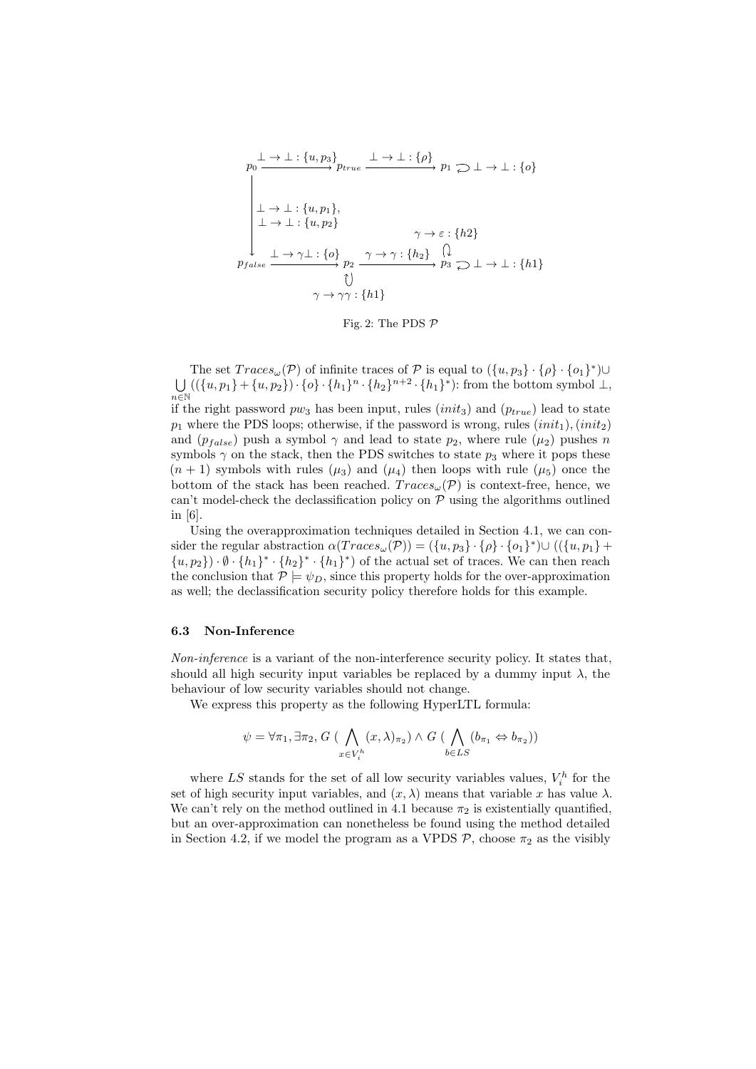$p_0 \xrightarrow{\bot \to \bot : \{u, p_3\}} p_{true} \xrightarrow{\bot \to \bot : \{\rho\}} p_1$, with loop $\bot \to \bot : \{o\}$ on $p_1$

$p_0 \xrightarrow{\bot \to \bot : \{u, p_1\},\ \bot \to \bot : \{u, p_2\}} p_{false}$

$p_{false} \xrightarrow{\bot \to \gamma\bot : \{o\}} p_2$, with loop $\gamma \to \gamma\gamma : \{h1\}$ on $p_2$

$p_2 \xrightarrow{\gamma \to \gamma : \{h_2\}} p_3$, with loops $\gamma \to \varepsilon : \{h2\}$ and $\bot \to \bot : \{h1\}$ on $p_3$

Fig. 2: The PDS $\mathcal{P}$

The set $Traces_\omega(\mathcal{P})$ of infinite traces of $\mathcal{P}$ is equal to $(\{u, p_3\} \cdot \{\rho\} \cdot \{o_1\}^*) \cup \bigcup_{n \in \mathbb{N}} ((\{u, p_1\} + \{u, p_2\}) \cdot \{o\} \cdot \{h_1\}^n \cdot \{h_2\}^{n+2} \cdot \{h_1\}^*)$: from the bottom symbol $\bot$, if the right password $pw_3$ has been input, rules $(init_3)$ and $(p_{true})$ lead to state $p_1$ where the PDS loops; otherwise, if the password is wrong, rules $(init_1), (init_2)$ and $(p_{false})$ push a symbol $\gamma$ and lead to state $p_2$, where rule $(\mu_2)$ pushes $n$ symbols $\gamma$ on the stack, then the PDS switches to state $p_3$ where it pops these $(n+1)$ symbols with rules $(\mu_3)$ and $(\mu_4)$ then loops with rule $(\mu_5)$ once the bottom of the stack has been reached. $Traces_\omega(\mathcal{P})$ is context-free, hence, we can't model-check the declassification policy on $\mathcal{P}$ using the algorithms outlined in [6].

Using the overapproximation techniques detailed in Section 4.1, we can consider the regular abstraction $\alpha(Traces_\omega(\mathcal{P})) = (\{u, p_3\} \cdot \{\rho\} \cdot \{o_1\}^*) \cup ((\{u, p_1\} + \{u, p_2\}) \cdot \emptyset \cdot \{h_1\}^* \cdot \{h_2\}^* \cdot \{h_1\}^*)$ of the actual set of traces. We can then reach the conclusion that $\mathcal{P} \models \psi_D$, since this property holds for the over-approximation as well; the declassification security policy therefore holds for this example.

### 6.3 Non-Inference

*Non-inference* is a variant of the non-interference security policy. It states that, should all high security input variables be replaced by a dummy input $\lambda$, the behaviour of low security variables should not change.

We express this property as the following HyperLTL formula:

$$\psi = \forall \pi_1, \exists \pi_2, G\ (\bigwedge_{x \in V_i^h} (x, \lambda)_{\pi_2}) \wedge G\ (\bigwedge_{b \in LS} (b_{\pi_1} \Leftrightarrow b_{\pi_2}))$$

where $LS$ stands for the set of all low security variables values, $V_i^h$ for the set of high security input variables, and $(x, \lambda)$ means that variable $x$ has value $\lambda$. We can't rely on the method outlined in 4.1 because $\pi_2$ is existentially quantified, but an over-approximation can nonetheless be found using the method detailed in Section 4.2, if we model the program as a VPDS $\mathcal{P}$, choose $\pi_2$ as the visibly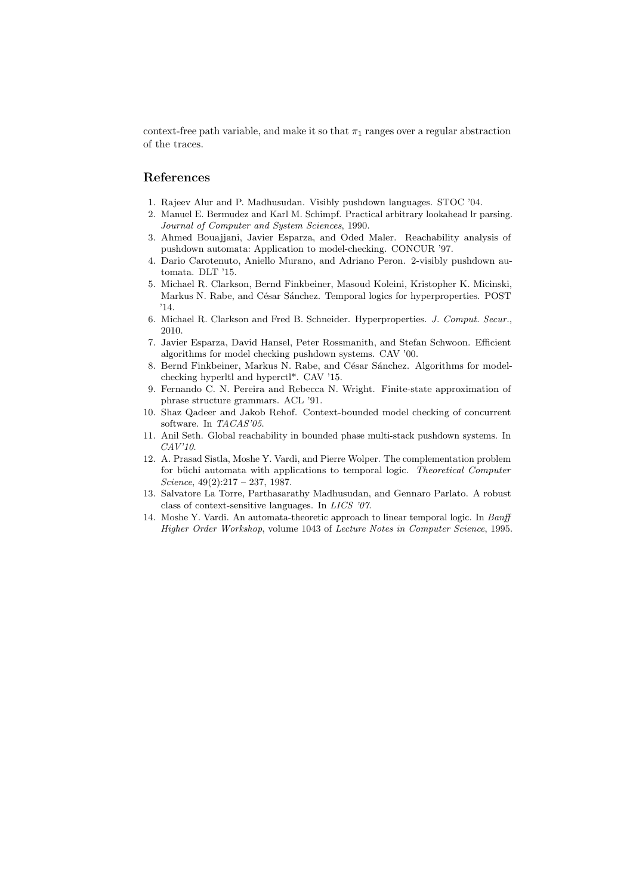context-free path variable, and make it so that $\pi_1$ ranges over a regular abstraction of the traces.

## References

1. Rajeev Alur and P. Madhusudan. Visibly pushdown languages. STOC '04.
2. Manuel E. Bermudez and Karl M. Schimpf. Practical arbitrary lookahead lr parsing. *Journal of Computer and System Sciences*, 1990.
3. Ahmed Bouajjani, Javier Esparza, and Oded Maler. Reachability analysis of pushdown automata: Application to model-checking. CONCUR '97.
4. Dario Carotenuto, Aniello Murano, and Adriano Peron. 2-visibly pushdown automata. DLT '15.
5. Michael R. Clarkson, Bernd Finkbeiner, Masoud Koleini, Kristopher K. Micinski, Markus N. Rabe, and César Sánchez. Temporal logics for hyperproperties. POST '14.
6. Michael R. Clarkson and Fred B. Schneider. Hyperproperties. *J. Comput. Secur.*, 2010.
7. Javier Esparza, David Hansel, Peter Rossmanith, and Stefan Schwoon. Efficient algorithms for model checking pushdown systems. CAV '00.
8. Bernd Finkbeiner, Markus N. Rabe, and César Sánchez. Algorithms for model-checking hyperltl and hyperctl*. CAV '15.
9. Fernando C. N. Pereira and Rebecca N. Wright. Finite-state approximation of phrase structure grammars. ACL '91.
10. Shaz Qadeer and Jakob Rehof. Context-bounded model checking of concurrent software. In *TACAS'05*.
11. Anil Seth. Global reachability in bounded phase multi-stack pushdown systems. In *CAV'10*.
12. A. Prasad Sistla, Moshe Y. Vardi, and Pierre Wolper. The complementation problem for büchi automata with applications to temporal logic. *Theoretical Computer Science*, 49(2):217 – 237, 1987.
13. Salvatore La Torre, Parthasarathy Madhusudan, and Gennaro Parlato. A robust class of context-sensitive languages. In *LICS '07*.
14. Moshe Y. Vardi. An automata-theoretic approach to linear temporal logic. In *Banff Higher Order Workshop*, volume 1043 of *Lecture Notes in Computer Science*, 1995.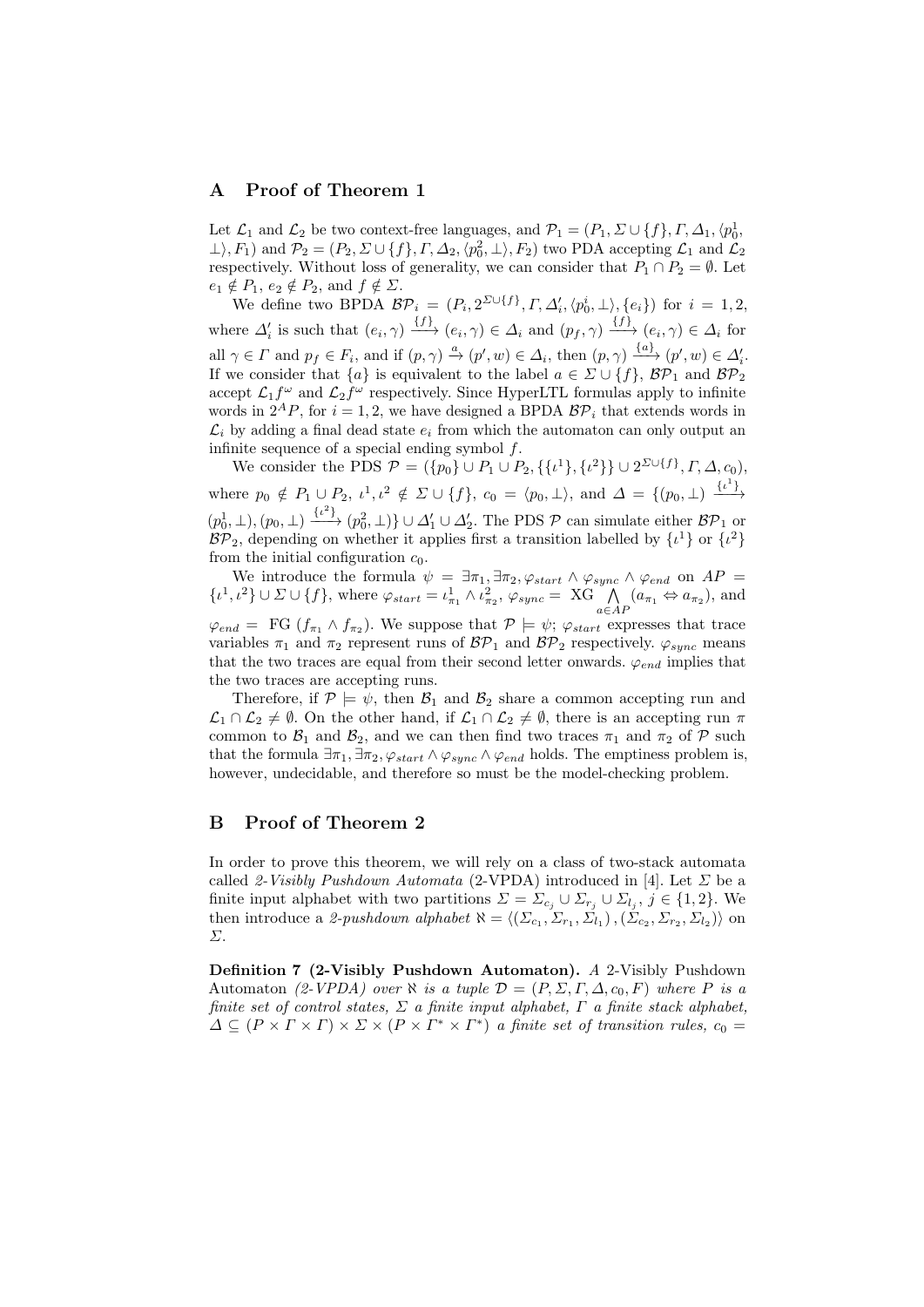## A Proof of Theorem 1

Let $\mathcal{L}_1$ and $\mathcal{L}_2$ be two context-free languages, and $\mathcal{P}_1 = (P_1, \Sigma \cup \{f\}, \Gamma, \Delta_1, \langle p_0^1, \bot\rangle, F_1)$ and $\mathcal{P}_2 = (P_2, \Sigma \cup \{f\}, \Gamma, \Delta_2, \langle p_0^2, \bot\rangle, F_2)$ two PDA accepting $\mathcal{L}_1$ and $\mathcal{L}_2$ respectively. Without loss of generality, we can consider that $P_1 \cap P_2 = \emptyset$. Let $e_1 \notin P_1$, $e_2 \notin P_2$, and $f \notin \Sigma$.

We define two BPDA $\mathcal{BP}_i = (P_i, 2^{\Sigma \cup \{f\}}, \Gamma, \Delta_i', \langle p_0^i, \bot\rangle, \{e_i\})$ for $i = 1, 2$, where $\Delta_i'$ is such that $(e_i, \gamma) \xrightarrow{\{f\}} (e_i, \gamma) \in \Delta_i$ and $(p_f, \gamma) \xrightarrow{\{f\}} (e_i, \gamma) \in \Delta_i$ for all $\gamma \in \Gamma$ and $p_f \in F_i$, and if $(p, \gamma) \xrightarrow{a} (p', w) \in \Delta_i$, then $(p, \gamma) \xrightarrow{\{a\}} (p', w) \in \Delta_i'$. If we consider that $\{a\}$ is equivalent to the label $a \in \Sigma \cup \{f\}$, $\mathcal{BP}_1$ and $\mathcal{BP}_2$ accept $\mathcal{L}_1 f^\omega$ and $\mathcal{L}_2 f^\omega$ respectively. Since HyperLTL formulas apply to infinite words in $2^A P$, for $i = 1, 2$, we have designed a BPDA $\mathcal{BP}_i$ that extends words in $\mathcal{L}_i$ by adding a final dead state $e_i$ from which the automaton can only output an infinite sequence of a special ending symbol $f$.

We consider the PDS $\mathcal{P} = (\{p_0\} \cup P_1 \cup P_2, \{\{\iota^1\}, \{\iota^2\}\} \cup 2^{\Sigma \cup \{f\}}, \Gamma, \Delta, c_0)$, where $p_0 \notin P_1 \cup P_2$, $\iota^1, \iota^2 \notin \Sigma \cup \{f\}$, $c_0 = \langle p_0, \bot\rangle$, and $\Delta = \{(p_0, \bot) \xrightarrow{\{\iota^1\}} (p_0^1, \bot), (p_0, \bot) \xrightarrow{\{\iota^2\}} (p_0^2, \bot)\} \cup \Delta_1' \cup \Delta_2'$. The PDS $\mathcal{P}$ can simulate either $\mathcal{BP}_1$ or $\mathcal{BP}_2$, depending on whether it applies first a transition labelled by $\{\iota^1\}$ or $\{\iota^2\}$ from the initial configuration $c_0$.

We introduce the formula $\psi = \exists \pi_1, \exists \pi_2, \varphi_{start} \wedge \varphi_{sync} \wedge \varphi_{end}$ on $AP = \{\iota^1, \iota^2\} \cup \Sigma \cup \{f\}$, where $\varphi_{start} = \iota^1_{\pi_1} \wedge \iota^2_{\pi_2}$, $\varphi_{sync} = \text{XG} \bigwedge\limits_{a \in AP} (a_{\pi_1} \Leftrightarrow a_{\pi_2})$, and $\varphi_{end} = \text{FG}\ (f_{\pi_1} \wedge f_{\pi_2})$. We suppose that $\mathcal{P} \models \psi$; $\varphi_{start}$ expresses that trace variables $\pi_1$ and $\pi_2$ represent runs of $\mathcal{BP}_1$ and $\mathcal{BP}_2$ respectively. $\varphi_{sync}$ means that the two traces are equal from their second letter onwards. $\varphi_{end}$ implies that the two traces are accepting runs.

Therefore, if $\mathcal{P} \models \psi$, then $\mathcal{B}_1$ and $\mathcal{B}_2$ share a common accepting run and $\mathcal{L}_1 \cap \mathcal{L}_2 \neq \emptyset$. On the other hand, if $\mathcal{L}_1 \cap \mathcal{L}_2 \neq \emptyset$, there is an accepting run $\pi$ common to $\mathcal{B}_1$ and $\mathcal{B}_2$, and we can then find two traces $\pi_1$ and $\pi_2$ of $\mathcal{P}$ such that the formula $\exists \pi_1, \exists \pi_2, \varphi_{start} \wedge \varphi_{sync} \wedge \varphi_{end}$ holds. The emptiness problem is, however, undecidable, and therefore so must be the model-checking problem.

## B Proof of Theorem 2

In order to prove this theorem, we will rely on a class of two-stack automata called *2-Visibly Pushdown Automata* (2-VPDA) introduced in [4]. Let $\Sigma$ be a finite input alphabet with two partitions $\Sigma = \Sigma_{c_j} \cup \Sigma_{r_j} \cup \Sigma_{l_j}$, $j \in \{1, 2\}$. We then introduce a *2-pushdown alphabet* $\aleph = \langle (\Sigma_{c_1}, \Sigma_{r_1}, \Sigma_{l_1}), (\Sigma_{c_2}, \Sigma_{r_2}, \Sigma_{l_2}) \rangle$ on $\Sigma$.

**Definition 7 (2-Visibly Pushdown Automaton).** *A* 2-Visibly Pushdown Automaton *(2-VPDA) over $\aleph$ is a tuple $\mathcal{D} = (P, \Sigma, \Gamma, \Delta, c_0, F)$ where $P$ is a finite set of control states, $\Sigma$ a finite input alphabet, $\Gamma$ a finite stack alphabet, $\Delta \subseteq (P \times \Gamma \times \Gamma) \times \Sigma \times (P \times \Gamma^* \times \Gamma^*)$ a finite set of transition rules, $c_0 =$*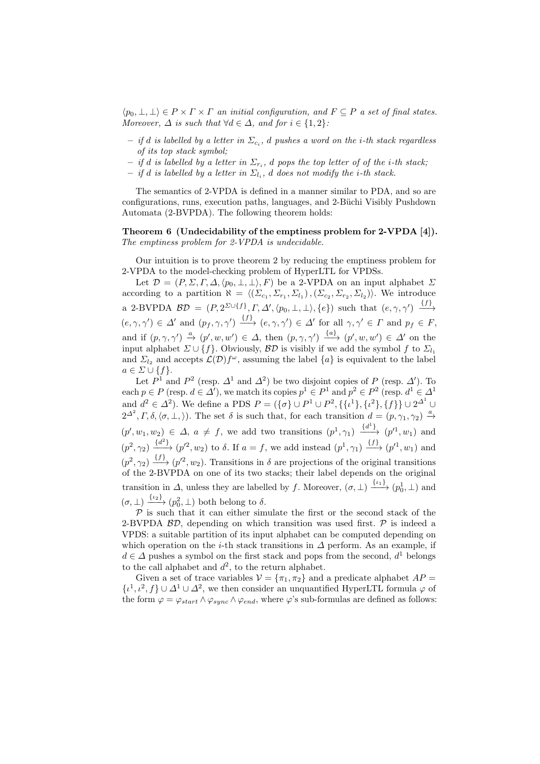$\langle p_0, \bot, \bot\rangle \in P \times \Gamma \times \Gamma$ *an initial configuration, and* $F \subseteq P$ *a set of final states. Moreover,* $\Delta$ *is such that* $\forall d \in \Delta$*, and for* $i \in \{1, 2\}$*:*

- *if* $d$ *is labelled by a letter in* $\Sigma_{c_i}$*,* $d$ *pushes a word on the* $i$*-th stack regardless of its top stack symbol;*
- *if* $d$ *is labelled by a letter in* $\Sigma_{r_i}$*,* $d$ *pops the top letter of of the* $i$*-th stack;*
- *if* $d$ *is labelled by a letter in* $\Sigma_{l_i}$*,* $d$ *does not modify the* $i$*-th stack.*

The semantics of 2-VPDA is defined in a manner similar to PDA, and so are configurations, runs, execution paths, languages, and 2-Büchi Visibly Pushdown Automata (2-BVPDA). The following theorem holds:

**Theorem 6 (Undecidability of the emptiness problem for 2-VPDA [4]).** *The emptiness problem for 2-VPDA is undecidable.*

Our intuition is to prove theorem 2 by reducing the emptiness problem for 2-VPDA to the model-checking problem of HyperLTL for VPDSs.

Let $\mathcal{D} = (P, \Sigma, \Gamma, \Delta, \langle p_0, \bot, \bot\rangle, F)$ be a 2-VPDA on an input alphabet $\Sigma$ according to a partition $\aleph = \langle(\Sigma_{c_1}, \Sigma_{r_1}, \Sigma_{l_1}), (\Sigma_{c_2}, \Sigma_{r_2}, \Sigma_{l_2})\rangle$. We introduce a 2-BVPDA $\mathcal{BD} = (P, 2^{\Sigma \cup \{f\}}, \Gamma, \Delta', \langle p_0, \bot, \bot\rangle, \{e\})$ such that $(e, \gamma, \gamma') \xrightarrow{\{f\}} (e, \gamma, \gamma') \in \Delta'$ and $(p_f, \gamma, \gamma') \xrightarrow{\{f\}} (e, \gamma, \gamma') \in \Delta'$ for all $\gamma, \gamma' \in \Gamma$ and $p_f \in F$, and if $(p, \gamma, \gamma') \xrightarrow{a} (p', w, w') \in \Delta$, then $(p, \gamma, \gamma') \xrightarrow{\{a\}} (p', w, w') \in \Delta'$ on the input alphabet $\Sigma \cup \{f\}$. Obviously, $\mathcal{BD}$ is visibly if we add the symbol $f$ to $\Sigma_{l_1}$ and $\Sigma_{l_2}$ and accepts $\mathcal{L}(\mathcal{D})f^\omega$, assuming the label $\{a\}$ is equivalent to the label $a \in \Sigma \cup \{f\}$.

Let $P^1$ and $P^2$ (resp. $\Delta^1$ and $\Delta^2$) be two disjoint copies of $P$ (resp. $\Delta'$). To each $p \in P$ (resp. $d \in \Delta'$), we match its copies $p^1 \in P^1$ and $p^2 \in P^2$ (resp. $d^1 \in \Delta^1$ and $d^2 \in \Delta^2$). We define a PDS $P = (\{\sigma\} \cup P^1 \cup P^2, \{\{\iota^1\}, \{\iota^2\}, \{f\}\} \cup 2^{\Delta^1} \cup 2^{\Delta^2}, \Gamma, \delta, \langle \sigma, \bot, \rangle)$. The set $\delta$ is such that, for each transition $d = (p, \gamma_1, \gamma_2) \xrightarrow{a} (p', w_1, w_2) \in \Delta$, $a \neq f$, we add two transitions $(p^1, \gamma_1) \xrightarrow{\{d^1\}} (p'^1, w_1)$ and $(p^2, \gamma_2) \xrightarrow{\{d^2\}} (p'^2, w_2)$ to $\delta$. If $a = f$, we add instead $(p^1, \gamma_1) \xrightarrow{\{f\}} (p'^1, w_1)$ and $(p^2, \gamma_2) \xrightarrow{\{f\}} (p'^2, w_2)$. Transitions in $\delta$ are projections of the original transitions of the 2-BVPDA on one of its two stacks; their label depends on the original transition in $\Delta$, unless they are labelled by $f$. Moreover, $(\sigma, \bot) \xrightarrow{\{\iota_1\}} (p_0^1, \bot)$ and $(\sigma, \bot) \xrightarrow{\{\iota_2\}} (p_0^2, \bot)$ both belong to $\delta$.

$\mathcal{P}$ is such that it can either simulate the first or the second stack of the 2-BVPDA $\mathcal{BD}$, depending on which transition was used first. $\mathcal{P}$ is indeed a VPDS: a suitable partition of its input alphabet can be computed depending on which operation on the $i$-th stack transitions in $\Delta$ perform. As an example, if $d \in \Delta$ pushes a symbol on the first stack and pops from the second, $d^1$ belongs to the call alphabet and $d^2$, to the return alphabet.

Given a set of trace variables $\mathcal{V} = \{\pi_1, \pi_2\}$ and a predicate alphabet $AP = \{\iota^1, \iota^2, f\} \cup \Delta^1 \cup \Delta^2$, we then consider an unquantified HyperLTL formula $\varphi$ of the form $\varphi = \varphi_{start} \wedge \varphi_{sync} \wedge \varphi_{end}$, where $\varphi$'s sub-formulas are defined as follows: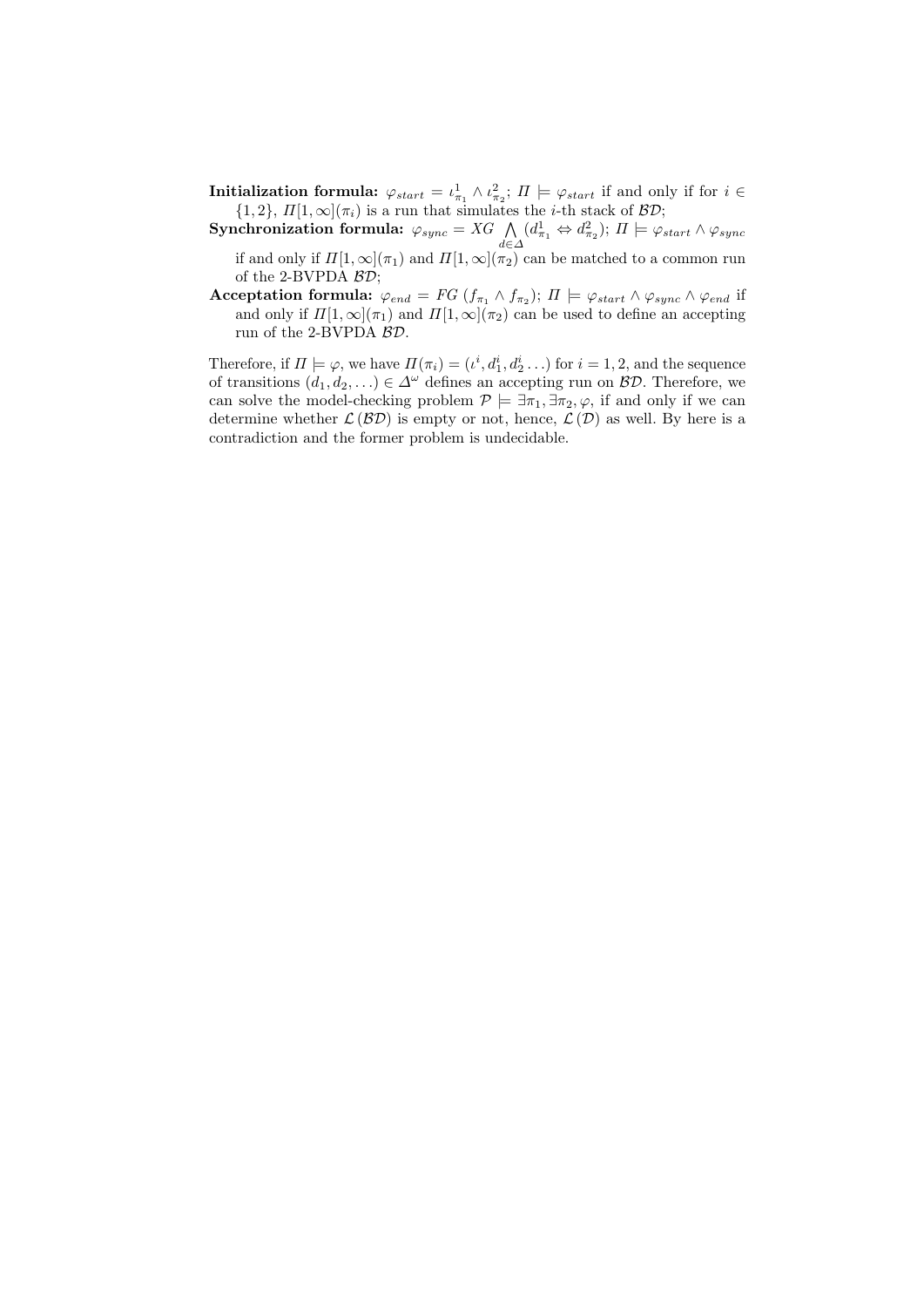**Initialization formula:** $\varphi_{start} = \iota^1_{\pi_1} \wedge \iota^2_{\pi_2}$; $\Pi \models \varphi_{start}$ if and only if for $i \in \{1,2\}$, $\Pi[1,\infty](\pi_i)$ is a run that simulates the $i$-th stack of $\mathcal{BD}$;

**Synchronization formula:** $\varphi_{sync} = XG \bigwedge_{d \in \Delta} (d^1_{\pi_1} \Leftrightarrow d^2_{\pi_2})$; $\Pi \models \varphi_{start} \wedge \varphi_{sync}$ if and only if $\Pi[1,\infty](\pi_1)$ and $\Pi[1,\infty](\pi_2)$ can be matched to a common run of the 2-BVPDA $\mathcal{BD}$;

**Acceptation formula:** $\varphi_{end} = FG\,(f_{\pi_1} \wedge f_{\pi_2})$; $\Pi \models \varphi_{start} \wedge \varphi_{sync} \wedge \varphi_{end}$ if and only if $\Pi[1,\infty](\pi_1)$ and $\Pi[1,\infty](\pi_2)$ can be used to define an accepting run of the 2-BVPDA $\mathcal{BD}$.

Therefore, if $\Pi \models \varphi$, we have $\Pi(\pi_i) = (\iota^i, d^i_1, d^i_2 \ldots)$ for $i = 1, 2$, and the sequence of transitions $(d_1, d_2, \ldots) \in \Delta^\omega$ defines an accepting run on $\mathcal{BD}$. Therefore, we can solve the model-checking problem $\mathcal{P} \models \exists \pi_1, \exists \pi_2, \varphi$, if and only if we can determine whether $\mathcal{L}(\mathcal{BD})$ is empty or not, hence, $\mathcal{L}(\mathcal{D})$ as well. By here is a contradiction and the former problem is undecidable.